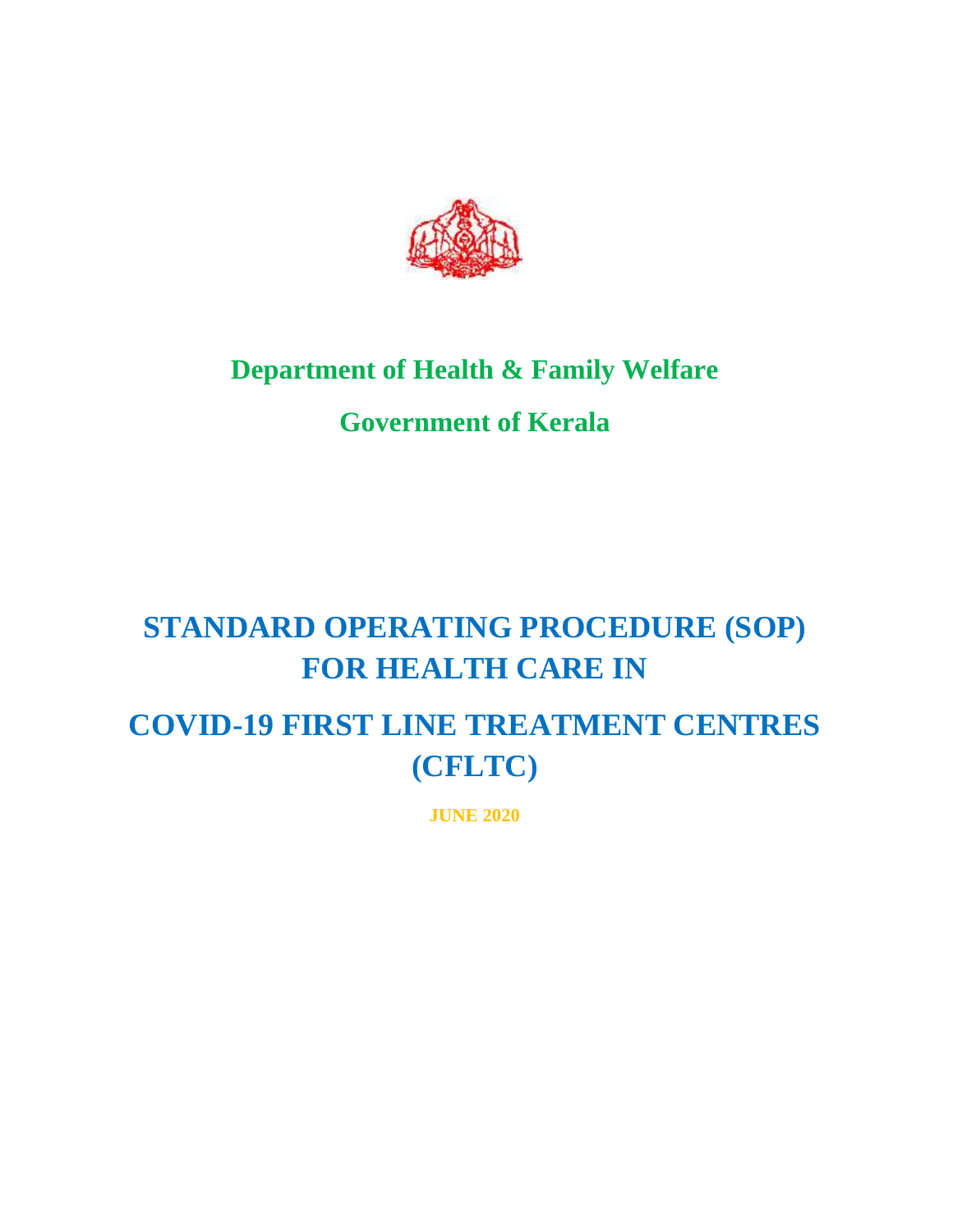**Department of Health & Family Welfare**

**Government of Kerala**

# STANDARD OPERATING PROCEDURE (SOP) FOR HEALTH CARE IN

# COVID-19 FIRST LINE TREATMENT CENTRES (CFLTC)

**JUNE 2020**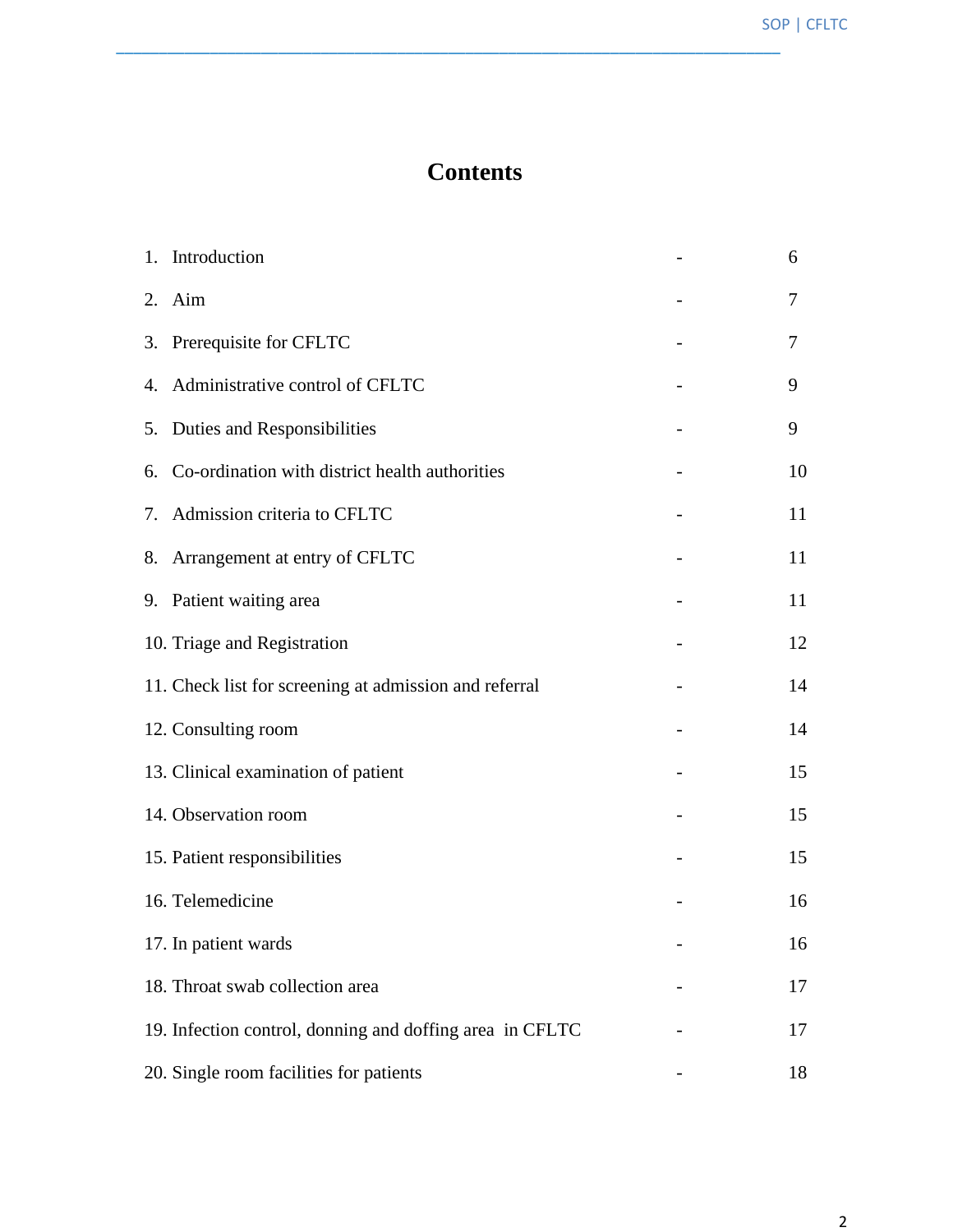# Contents

| | | |
|---|---|---|
| 1. Introduction | - | 6 |
| 2. Aim | - | 7 |
| 3. Prerequisite for CFLTC | - | 7 |
| 4. Administrative control of CFLTC | - | 9 |
| 5. Duties and Responsibilities | - | 9 |
| 6. Co-ordination with district health authorities | - | 10 |
| 7. Admission criteria to CFLTC | - | 11 |
| 8. Arrangement at entry of CFLTC | - | 11 |
| 9. Patient waiting area | - | 11 |
| 10. Triage and Registration | - | 12 |
| 11. Check list for screening at admission and referral | - | 14 |
| 12. Consulting room | - | 14 |
| 13. Clinical examination of patient | - | 15 |
| 14. Observation room | - | 15 |
| 15. Patient responsibilities | - | 15 |
| 16. Telemedicine | - | 16 |
| 17. In patient wards | - | 16 |
| 18. Throat swab collection area | - | 17 |
| 19. Infection control, donning and doffing area in CFLTC | - | 17 |
| 20. Single room facilities for patients | - | 18 |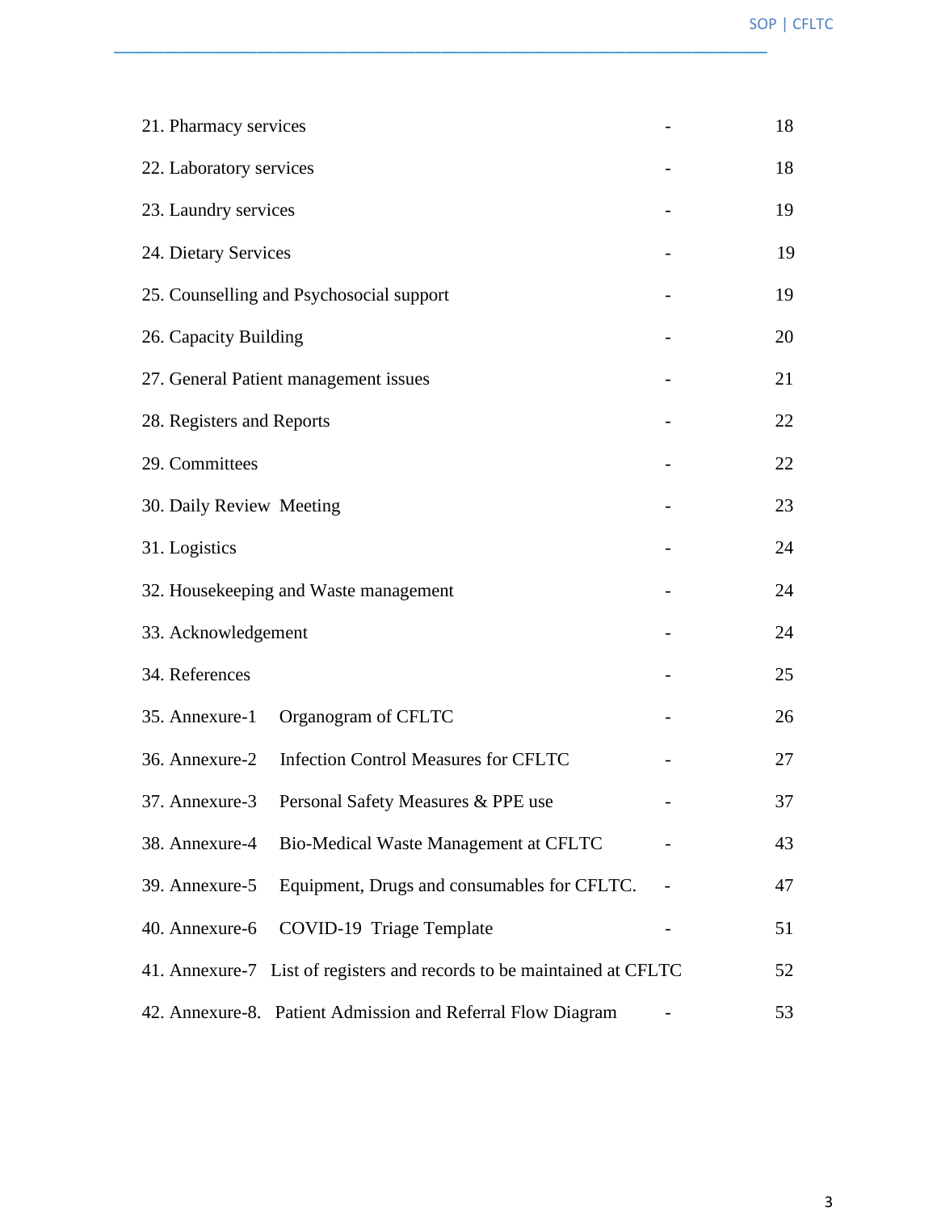| | | |
|---|---|---|
| 21. Pharmacy services | - | 18 |
| 22. Laboratory services | - | 18 |
| 23. Laundry services | - | 19 |
| 24. Dietary Services | - | 19 |
| 25. Counselling and Psychosocial support | - | 19 |
| 26. Capacity Building | - | 20 |
| 27. General Patient management issues | - | 21 |
| 28. Registers and Reports | - | 22 |
| 29. Committees | - | 22 |
| 30. Daily Review Meeting | - | 23 |
| 31. Logistics | - | 24 |
| 32. Housekeeping and Waste management | - | 24 |
| 33. Acknowledgement | - | 24 |
| 34. References | - | 25 |
| 35. Annexure-1 Organogram of CFLTC | - | 26 |
| 36. Annexure-2 Infection Control Measures for CFLTC | - | 27 |
| 37. Annexure-3 Personal Safety Measures & PPE use | - | 37 |
| 38. Annexure-4 Bio-Medical Waste Management at CFLTC | - | 43 |
| 39. Annexure-5 Equipment, Drugs and consumables for CFLTC. | - | 47 |
| 40. Annexure-6 COVID-19 Triage Template | - | 51 |
| 41. Annexure-7 List of registers and records to be maintained at CFLTC | | 52 |
| 42. Annexure-8. Patient Admission and Referral Flow Diagram | - | 53 |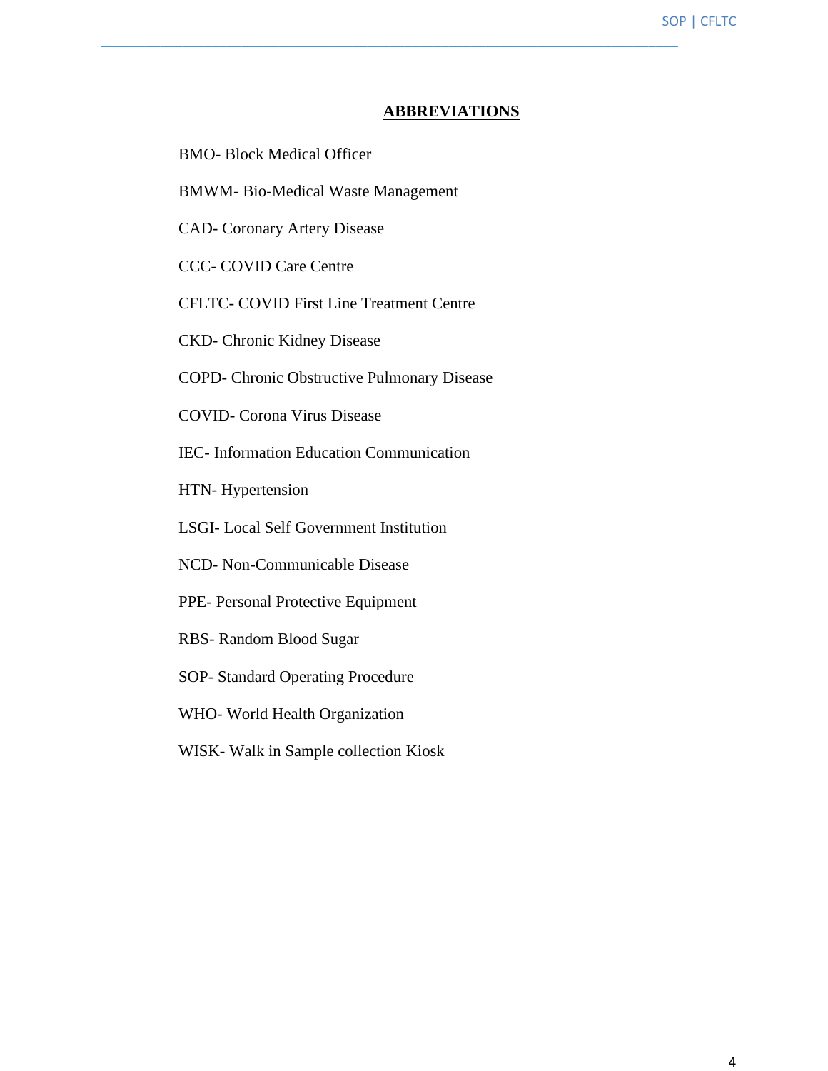## ABBREVIATIONS

BMO- Block Medical Officer

BMWM- Bio-Medical Waste Management

CAD- Coronary Artery Disease

CCC- COVID Care Centre

CFLTC- COVID First Line Treatment Centre

CKD- Chronic Kidney Disease

COPD- Chronic Obstructive Pulmonary Disease

COVID- Corona Virus Disease

IEC- Information Education Communication

HTN- Hypertension

LSGI- Local Self Government Institution

NCD- Non-Communicable Disease

PPE- Personal Protective Equipment

RBS- Random Blood Sugar

SOP- Standard Operating Procedure

WHO- World Health Organization

WISK- Walk in Sample collection Kiosk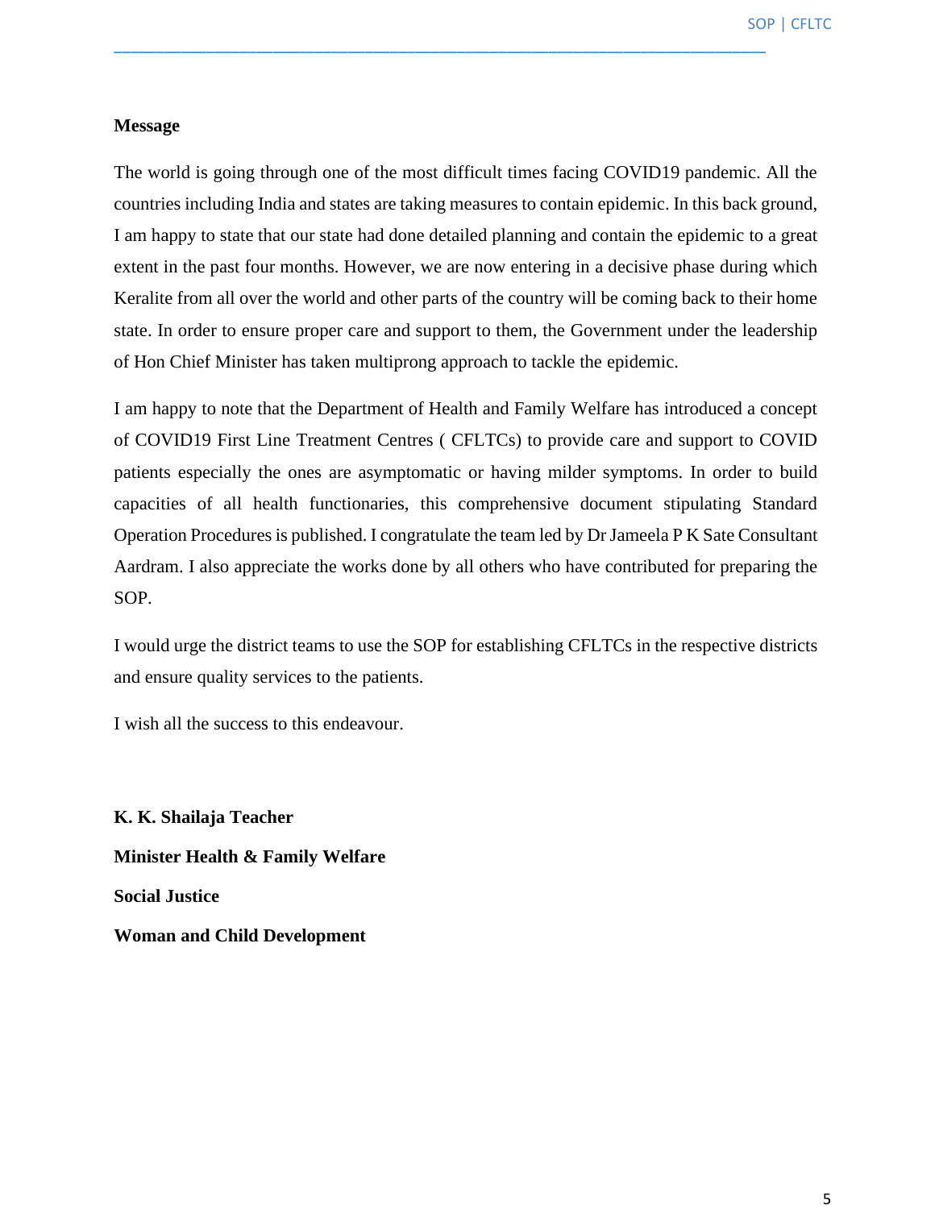**Message**

The world is going through one of the most difficult times facing COVID19 pandemic. All the countries including India and states are taking measures to contain epidemic. In this back ground, I am happy to state that our state had done detailed planning and contain the epidemic to a great extent in the past four months. However, we are now entering in a decisive phase during which Keralite from all over the world and other parts of the country will be coming back to their home state. In order to ensure proper care and support to them, the Government under the leadership of Hon Chief Minister has taken multiprong approach to tackle the epidemic.

I am happy to note that the Department of Health and Family Welfare has introduced a concept of COVID19 First Line Treatment Centres ( CFLTCs) to provide care and support to COVID patients especially the ones are asymptomatic or having milder symptoms. In order to build capacities of all health functionaries, this comprehensive document stipulating Standard Operation Procedures is published. I congratulate the team led by Dr Jameela P K Sate Consultant Aardram. I also appreciate the works done by all others who have contributed for preparing the SOP.

I would urge the district teams to use the SOP for establishing CFLTCs in the respective districts and ensure quality services to the patients.

I wish all the success to this endeavour.

**K. K. Shailaja Teacher**

**Minister Health & Family Welfare**

**Social Justice**

**Woman and Child Development**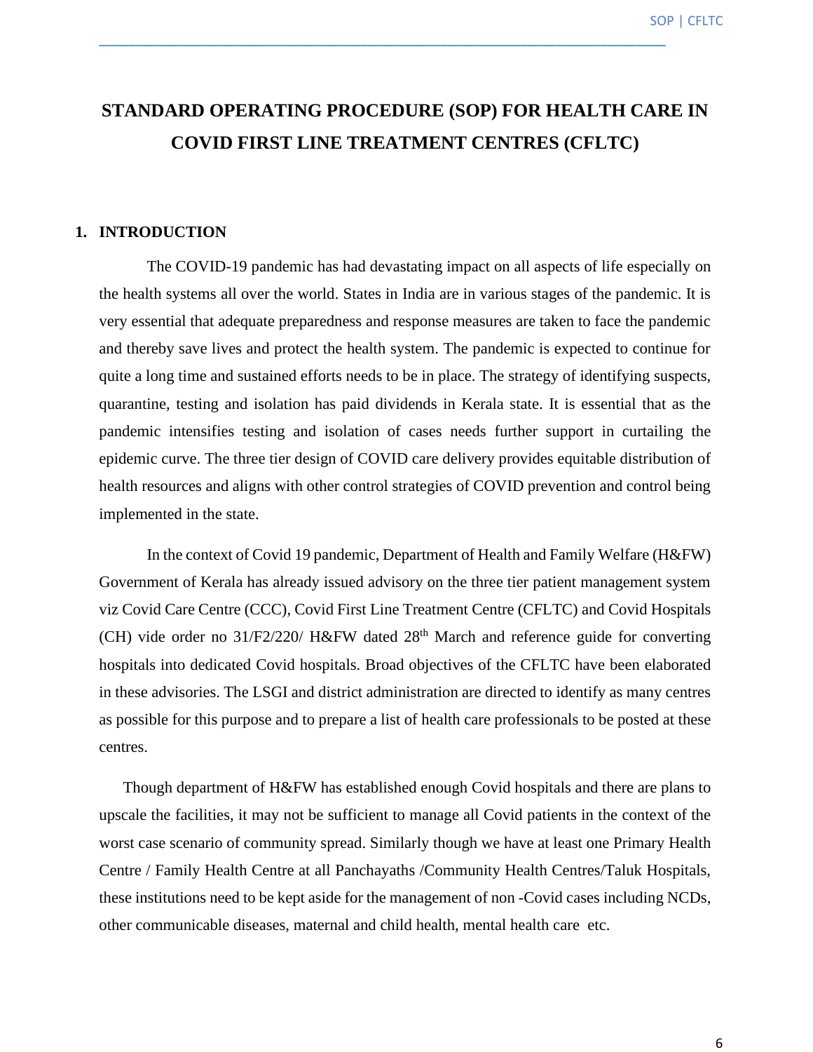# STANDARD OPERATING PROCEDURE (SOP) FOR HEALTH CARE IN COVID FIRST LINE TREATMENT CENTRES (CFLTC)

## 1. INTRODUCTION

The COVID-19 pandemic has had devastating impact on all aspects of life especially on the health systems all over the world. States in India are in various stages of the pandemic. It is very essential that adequate preparedness and response measures are taken to face the pandemic and thereby save lives and protect the health system. The pandemic is expected to continue for quite a long time and sustained efforts needs to be in place. The strategy of identifying suspects, quarantine, testing and isolation has paid dividends in Kerala state. It is essential that as the pandemic intensifies testing and isolation of cases needs further support in curtailing the epidemic curve. The three tier design of COVID care delivery provides equitable distribution of health resources and aligns with other control strategies of COVID prevention and control being implemented in the state.

In the context of Covid 19 pandemic, Department of Health and Family Welfare (H&FW) Government of Kerala has already issued advisory on the three tier patient management system viz Covid Care Centre (CCC), Covid First Line Treatment Centre (CFLTC) and Covid Hospitals (CH) vide order no 31/F2/220/ H&FW dated 28th March and reference guide for converting hospitals into dedicated Covid hospitals. Broad objectives of the CFLTC have been elaborated in these advisories. The LSGI and district administration are directed to identify as many centres as possible for this purpose and to prepare a list of health care professionals to be posted at these centres.

Though department of H&FW has established enough Covid hospitals and there are plans to upscale the facilities, it may not be sufficient to manage all Covid patients in the context of the worst case scenario of community spread. Similarly though we have at least one Primary Health Centre / Family Health Centre at all Panchayaths /Community Health Centres/Taluk Hospitals, these institutions need to be kept aside for the management of non -Covid cases including NCDs, other communicable diseases, maternal and child health, mental health care etc.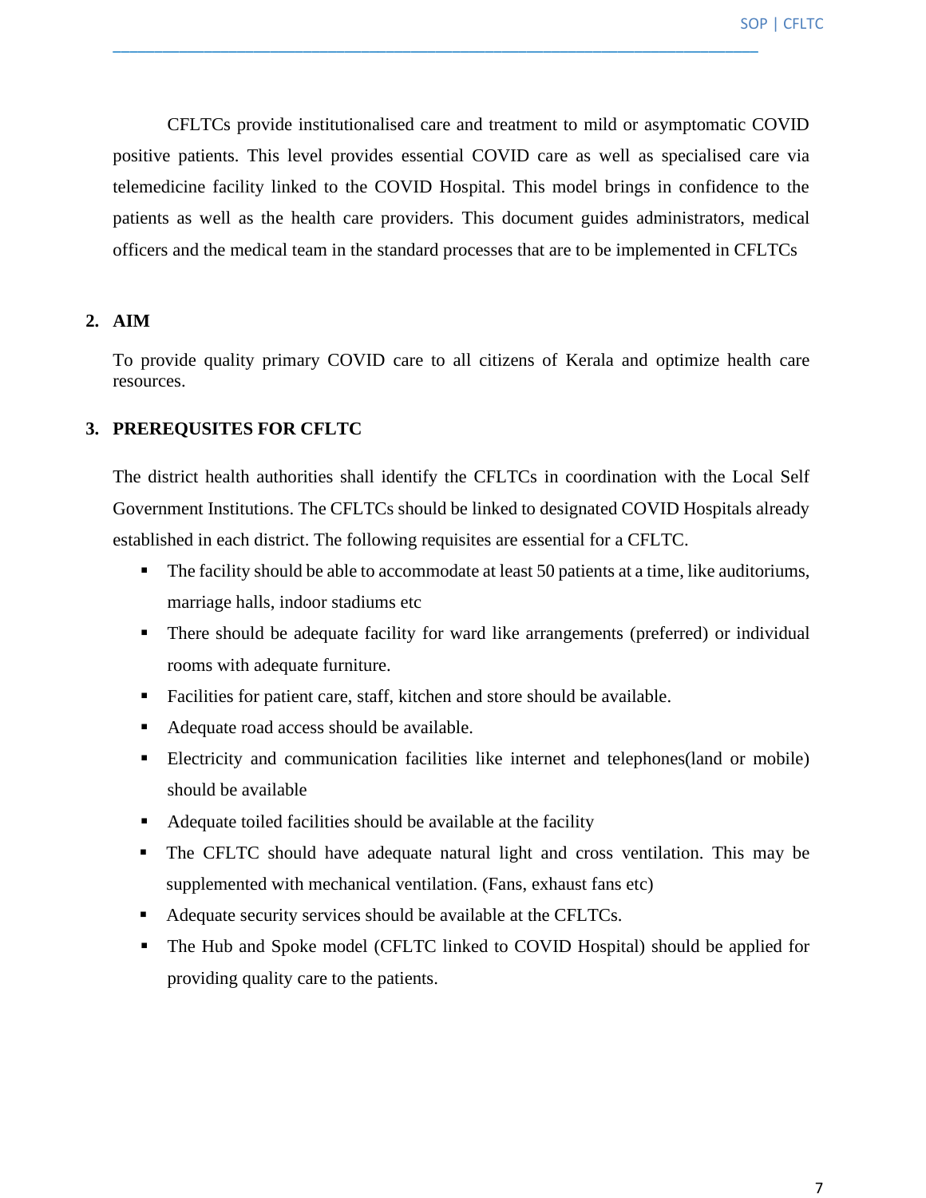CFLTCs provide institutionalised care and treatment to mild or asymptomatic COVID positive patients. This level provides essential COVID care as well as specialised care via telemedicine facility linked to the COVID Hospital. This model brings in confidence to the patients as well as the health care providers. This document guides administrators, medical officers and the medical team in the standard processes that are to be implemented in CFLTCs

## 2. AIM

To provide quality primary COVID care to all citizens of Kerala and optimize health care resources.

## 3. PREREQUSITES FOR CFLTC

The district health authorities shall identify the CFLTCs in coordination with the Local Self Government Institutions. The CFLTCs should be linked to designated COVID Hospitals already established in each district. The following requisites are essential for a CFLTC.

- The facility should be able to accommodate at least 50 patients at a time, like auditoriums, marriage halls, indoor stadiums etc
- There should be adequate facility for ward like arrangements (preferred) or individual rooms with adequate furniture.
- Facilities for patient care, staff, kitchen and store should be available.
- Adequate road access should be available.
- Electricity and communication facilities like internet and telephones(land or mobile) should be available
- Adequate toiled facilities should be available at the facility
- The CFLTC should have adequate natural light and cross ventilation. This may be supplemented with mechanical ventilation. (Fans, exhaust fans etc)
- Adequate security services should be available at the CFLTCs.
- The Hub and Spoke model (CFLTC linked to COVID Hospital) should be applied for providing quality care to the patients.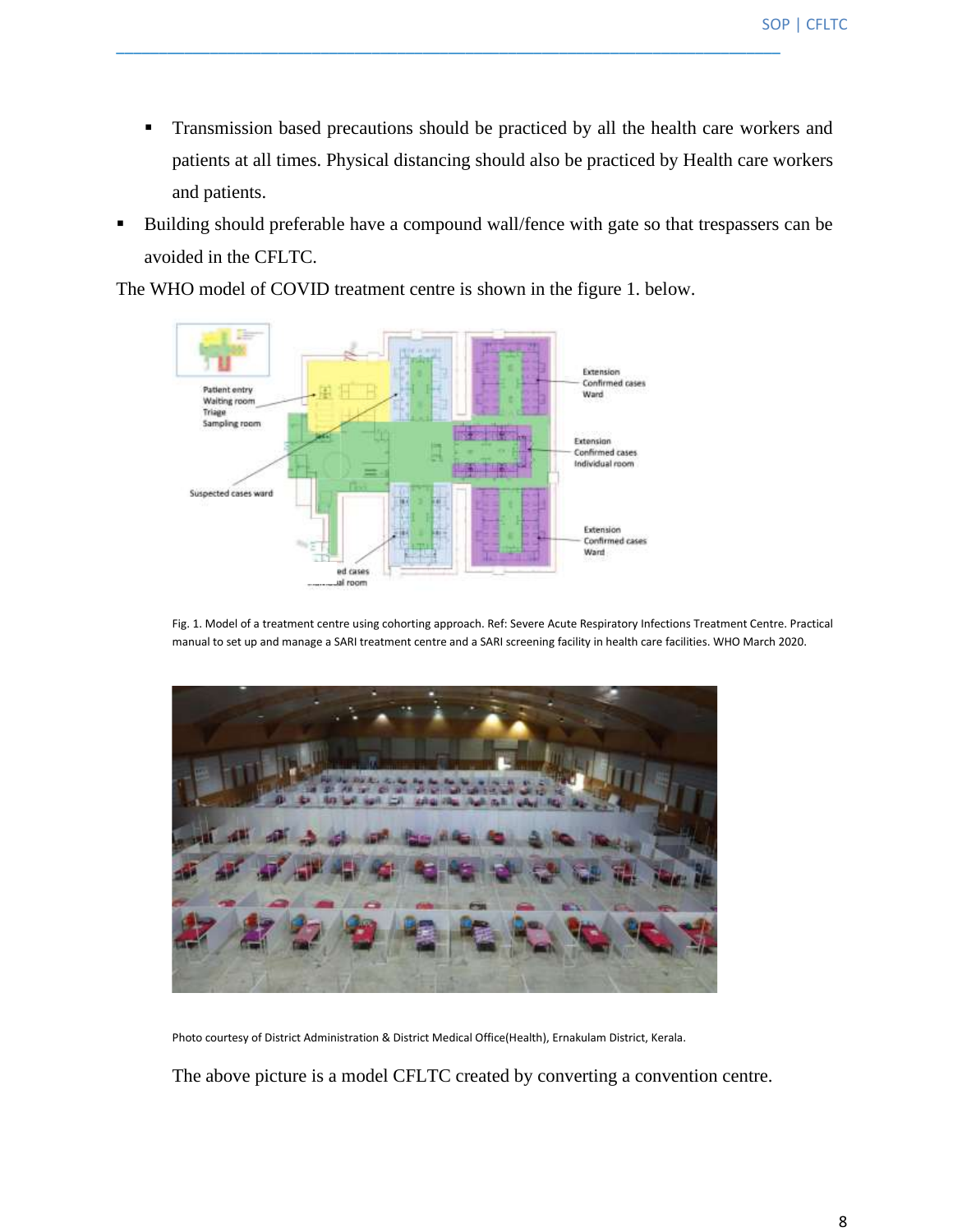- Transmission based precautions should be practiced by all the health care workers and patients at all times. Physical distancing should also be practiced by Health care workers and patients.

- Building should preferable have a compound wall/fence with gate so that trespassers can be avoided in the CFLTC.

The WHO model of COVID treatment centre is shown in the figure 1. below.

Fig. 1. Model of a treatment centre using cohorting approach. Ref: Severe Acute Respiratory Infections Treatment Centre. Practical manual to set up and manage a SARI treatment centre and a SARI screening facility in health care facilities. WHO March 2020.

Photo courtesy of District Administration & District Medical Office(Health), Ernakulam District, Kerala.

The above picture is a model CFLTC created by converting a convention centre.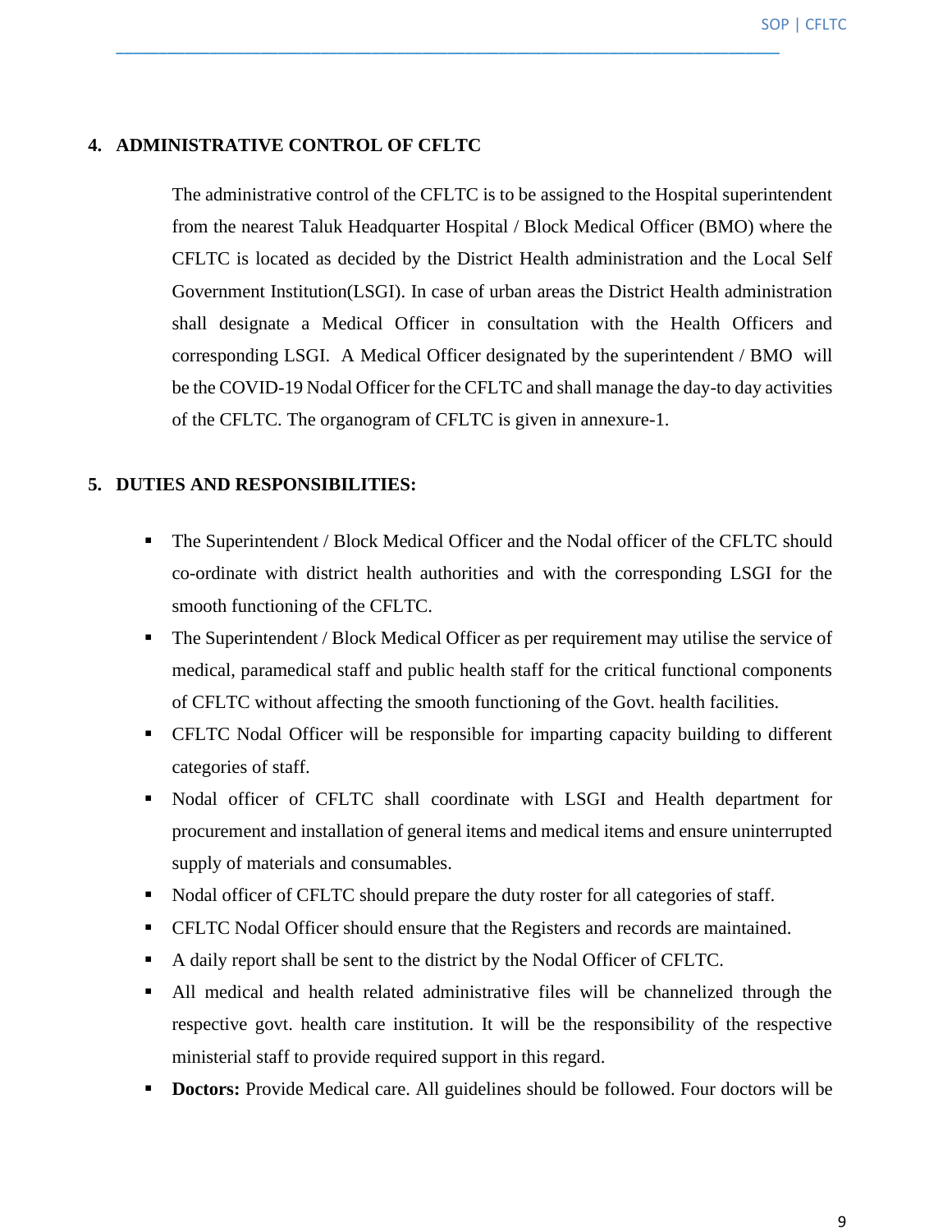## 4. ADMINISTRATIVE CONTROL OF CFLTC

The administrative control of the CFLTC is to be assigned to the Hospital superintendent from the nearest Taluk Headquarter Hospital / Block Medical Officer (BMO) where the CFLTC is located as decided by the District Health administration and the Local Self Government Institution(LSGI). In case of urban areas the District Health administration shall designate a Medical Officer in consultation with the Health Officers and corresponding LSGI. A Medical Officer designated by the superintendent / BMO will be the COVID-19 Nodal Officer for the CFLTC and shall manage the day-to day activities of the CFLTC. The organogram of CFLTC is given in annexure-1.

## 5. DUTIES AND RESPONSIBILITIES:

- The Superintendent / Block Medical Officer and the Nodal officer of the CFLTC should co-ordinate with district health authorities and with the corresponding LSGI for the smooth functioning of the CFLTC.
- The Superintendent / Block Medical Officer as per requirement may utilise the service of medical, paramedical staff and public health staff for the critical functional components of CFLTC without affecting the smooth functioning of the Govt. health facilities.
- CFLTC Nodal Officer will be responsible for imparting capacity building to different categories of staff.
- Nodal officer of CFLTC shall coordinate with LSGI and Health department for procurement and installation of general items and medical items and ensure uninterrupted supply of materials and consumables.
- Nodal officer of CFLTC should prepare the duty roster for all categories of staff.
- CFLTC Nodal Officer should ensure that the Registers and records are maintained.
- A daily report shall be sent to the district by the Nodal Officer of CFLTC.
- All medical and health related administrative files will be channelized through the respective govt. health care institution. It will be the responsibility of the respective ministerial staff to provide required support in this regard.
- **Doctors:** Provide Medical care. All guidelines should be followed. Four doctors will be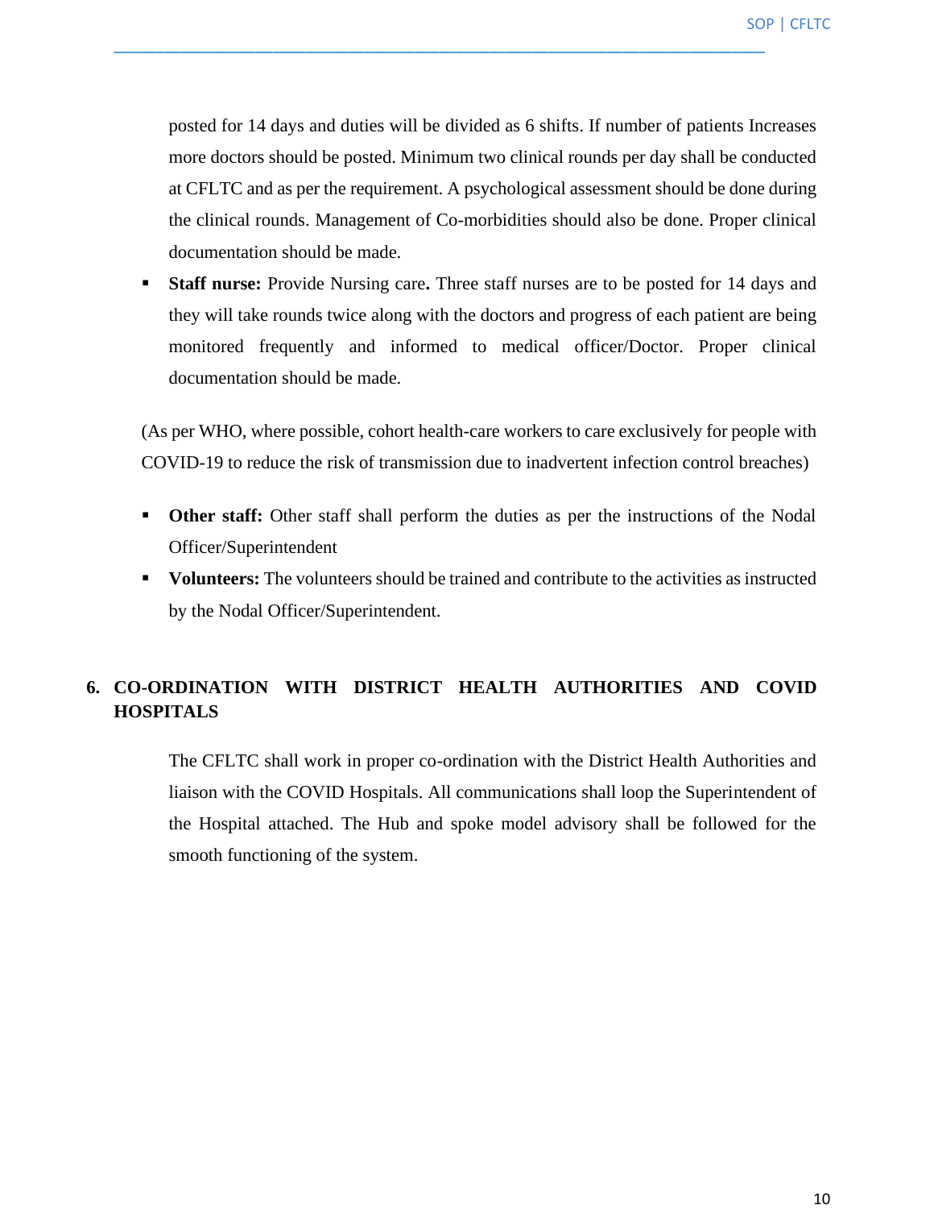posted for 14 days and duties will be divided as 6 shifts. If number of patients Increases more doctors should be posted. Minimum two clinical rounds per day shall be conducted at CFLTC and as per the requirement. A psychological assessment should be done during the clinical rounds. Management of Co-morbidities should also be done. Proper clinical documentation should be made.

- **Staff nurse:** Provide Nursing care**.** Three staff nurses are to be posted for 14 days and they will take rounds twice along with the doctors and progress of each patient are being monitored frequently and informed to medical officer/Doctor. Proper clinical documentation should be made.

(As per WHO, where possible, cohort health-care workers to care exclusively for people with COVID-19 to reduce the risk of transmission due to inadvertent infection control breaches)

- **Other staff:** Other staff shall perform the duties as per the instructions of the Nodal Officer/Superintendent
- **Volunteers:** The volunteers should be trained and contribute to the activities as instructed by the Nodal Officer/Superintendent.

## 6. CO-ORDINATION WITH DISTRICT HEALTH AUTHORITIES AND COVID HOSPITALS

The CFLTC shall work in proper co-ordination with the District Health Authorities and liaison with the COVID Hospitals. All communications shall loop the Superintendent of the Hospital attached. The Hub and spoke model advisory shall be followed for the smooth functioning of the system.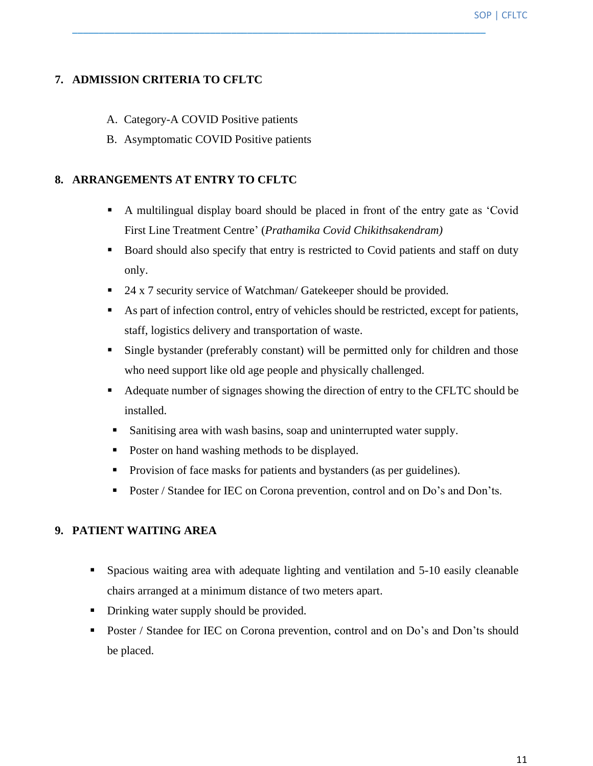## 7. ADMISSION CRITERIA TO CFLTC

A. Category-A COVID Positive patients
B. Asymptomatic COVID Positive patients

## 8. ARRANGEMENTS AT ENTRY TO CFLTC

- A multilingual display board should be placed in front of the entry gate as 'Covid First Line Treatment Centre' (*Prathamika Covid Chikithsakendram)*
- Board should also specify that entry is restricted to Covid patients and staff on duty only.
- 24 x 7 security service of Watchman/ Gatekeeper should be provided.
- As part of infection control, entry of vehicles should be restricted, except for patients, staff, logistics delivery and transportation of waste.
- Single bystander (preferably constant) will be permitted only for children and those who need support like old age people and physically challenged.
- Adequate number of signages showing the direction of entry to the CFLTC should be installed.
- Sanitising area with wash basins, soap and uninterrupted water supply.
- Poster on hand washing methods to be displayed.
- Provision of face masks for patients and bystanders (as per guidelines).
- Poster / Standee for IEC on Corona prevention, control and on Do's and Don'ts.

## 9. PATIENT WAITING AREA

- Spacious waiting area with adequate lighting and ventilation and 5-10 easily cleanable chairs arranged at a minimum distance of two meters apart.
- Drinking water supply should be provided.
- Poster / Standee for IEC on Corona prevention, control and on Do's and Don'ts should be placed.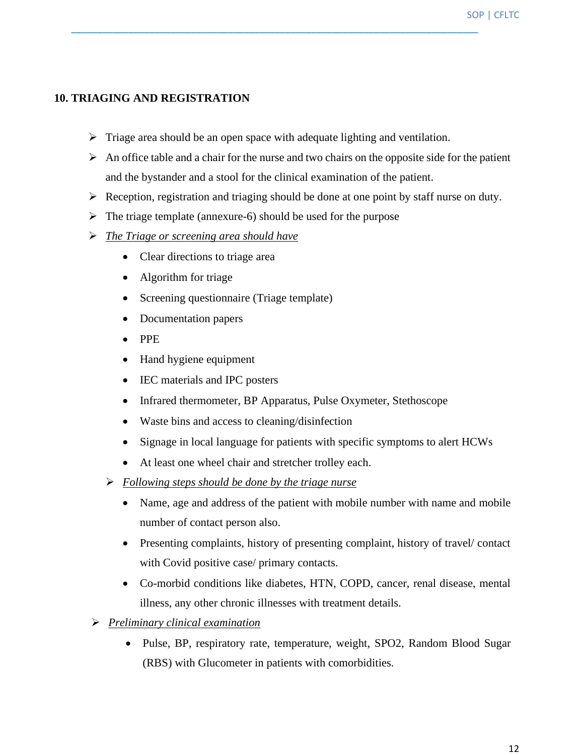## 10. TRIAGING AND REGISTRATION

- Triage area should be an open space with adequate lighting and ventilation.
- An office table and a chair for the nurse and two chairs on the opposite side for the patient and the bystander and a stool for the clinical examination of the patient.
- Reception, registration and triaging should be done at one point by staff nurse on duty.
- The triage template (annexure-6) should be used for the purpose
- *The Triage or screening area should have*
  - Clear directions to triage area
  - Algorithm for triage
  - Screening questionnaire (Triage template)
  - Documentation papers
  - PPE
  - Hand hygiene equipment
  - IEC materials and IPC posters
  - Infrared thermometer, BP Apparatus, Pulse Oxymeter, Stethoscope
  - Waste bins and access to cleaning/disinfection
  - Signage in local language for patients with specific symptoms to alert HCWs
  - At least one wheel chair and stretcher trolley each.
- *Following steps should be done by the triage nurse*
  - Name, age and address of the patient with mobile number with name and mobile number of contact person also.
  - Presenting complaints, history of presenting complaint, history of travel/ contact with Covid positive case/ primary contacts.
  - Co-morbid conditions like diabetes, HTN, COPD, cancer, renal disease, mental illness, any other chronic illnesses with treatment details.
- *Preliminary clinical examination*
  - Pulse, BP, respiratory rate, temperature, weight, SPO2, Random Blood Sugar (RBS) with Glucometer in patients with comorbidities.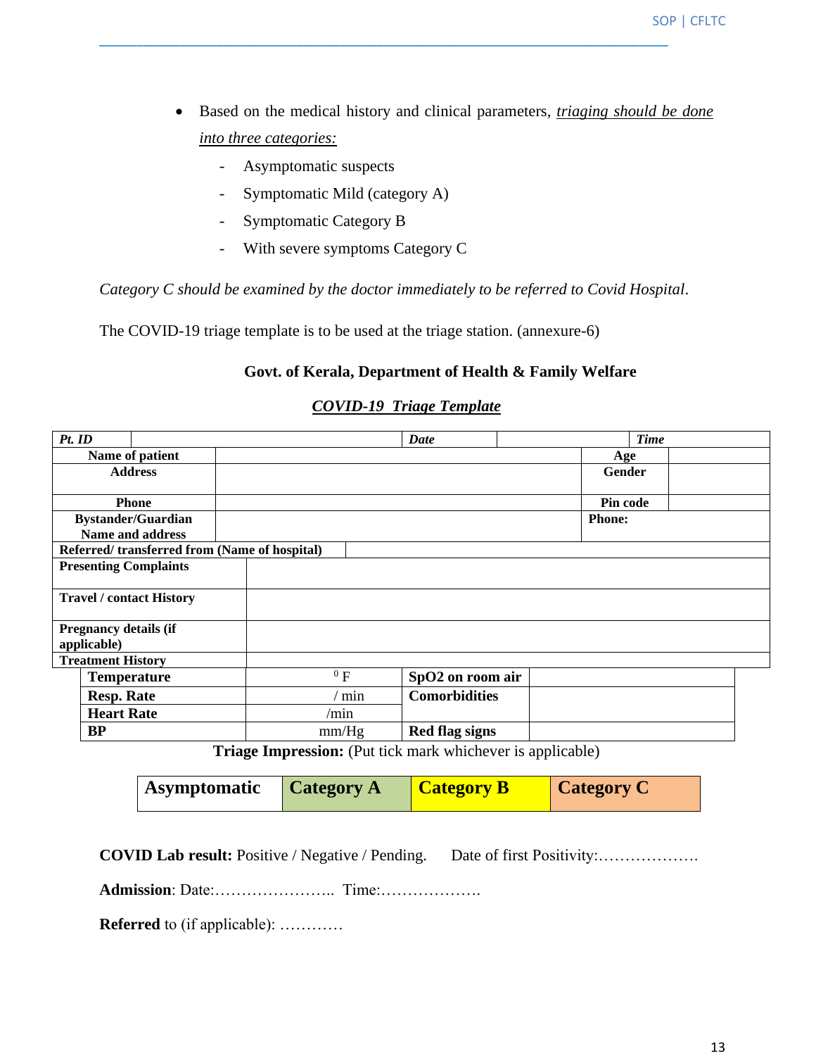- Based on the medical history and clinical parameters, *triaging should be done into three categories:*
    - Asymptomatic suspects
    - Symptomatic Mild (category A)
    - Symptomatic Category B
    - With severe symptoms Category C

*Category C should be examined by the doctor immediately to be referred to Covid Hospital*.

The COVID-19 triage template is to be used at the triage station. (annexure-6)

**Govt. of Kerala, Department of Health & Family Welfare**

***COVID-19 Triage Template***

| **Pt. ID** | | **Date** | | **Time** | |
|---|---|---|---|---|---|
| **Name of patient** | | | | **Age** | |
| **Address** | | | | **Gender** | |
| **Phone** | | | | **Pin code** | |
| **Bystander/Guardian Name and address** | | | | **Phone:** | |
| **Referred/ transferred from (Name of hospital)** | | | | | |
| **Presenting Complaints** | | | | | |
| **Travel / contact History** | | | | | |
| **Pregnancy details (if applicable)** | | | | | |
| **Treatment History** | | | | | |

| **Temperature** | $^{0}$ F | **SpO2 on room air** | |
|---|---|---|---|
| **Resp. Rate** | / min | **Comorbidities** | |
| **Heart Rate** | /min | | |
| **BP** | mm/Hg | **Red flag signs** | |

**Triage Impression:** (Put tick mark whichever is applicable)

| **Asymptomatic** | **Category A** | **Category B** | **Category C** |
|---|---|---|---|

**COVID Lab result:** Positive / Negative / Pending.    Date of first Positivity:……………….

**Admission**: Date:………………….. Time:……………….

**Referred** to (if applicable): …………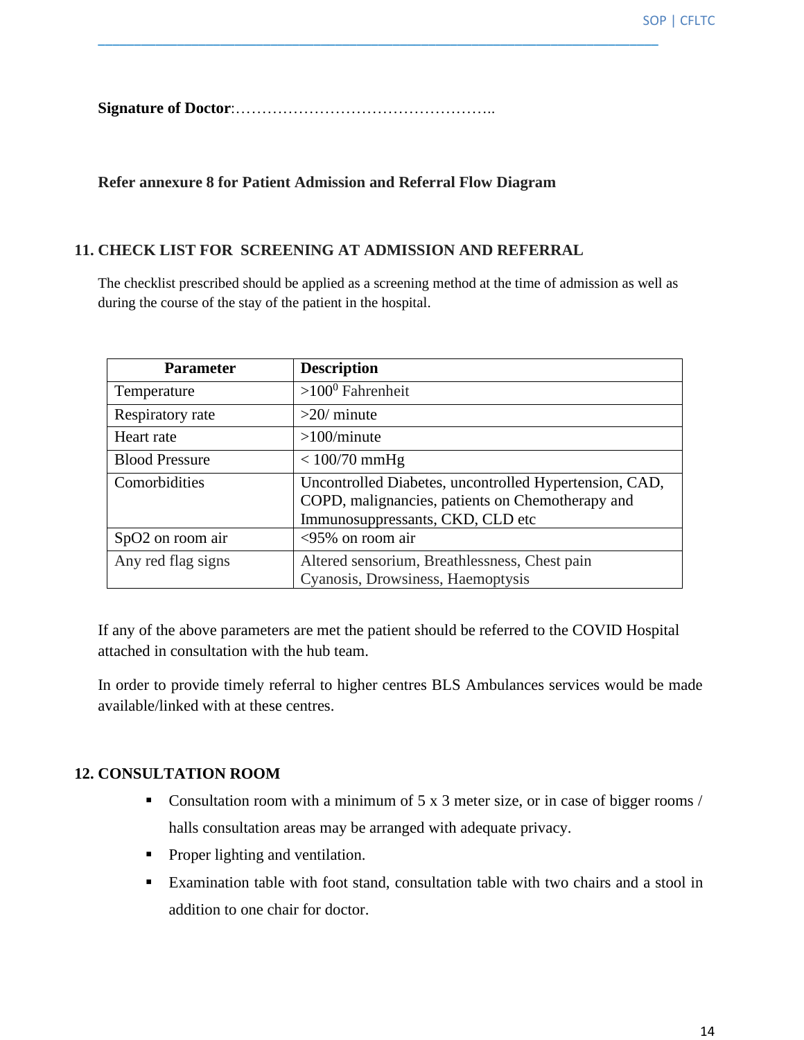**Signature of Doctor**:…………………………………………..

**Refer annexure 8 for Patient Admission and Referral Flow Diagram**

## 11. CHECK LIST FOR SCREENING AT ADMISSION AND REFERRAL

The checklist prescribed should be applied as a screening method at the time of admission as well as during the course of the stay of the patient in the hospital.

| Parameter | Description |
|---|---|
| Temperature | >100$^{0}$ Fahrenheit |
| Respiratory rate | >20/ minute |
| Heart rate | >100/minute |
| Blood Pressure | < 100/70 mmHg |
| Comorbidities | Uncontrolled Diabetes, uncontrolled Hypertension, CAD, COPD, malignancies, patients on Chemotherapy and Immunosuppressants, CKD, CLD etc |
| SpO2 on room air | <95% on room air |
| Any red flag signs | Altered sensorium, Breathlessness, Chest pain Cyanosis, Drowsiness, Haemoptysis |

If any of the above parameters are met the patient should be referred to the COVID Hospital attached in consultation with the hub team.

In order to provide timely referral to higher centres BLS Ambulances services would be made available/linked with at these centres.

## 12. CONSULTATION ROOM

- Consultation room with a minimum of 5 x 3 meter size, or in case of bigger rooms / halls consultation areas may be arranged with adequate privacy.
- Proper lighting and ventilation.
- Examination table with foot stand, consultation table with two chairs and a stool in addition to one chair for doctor.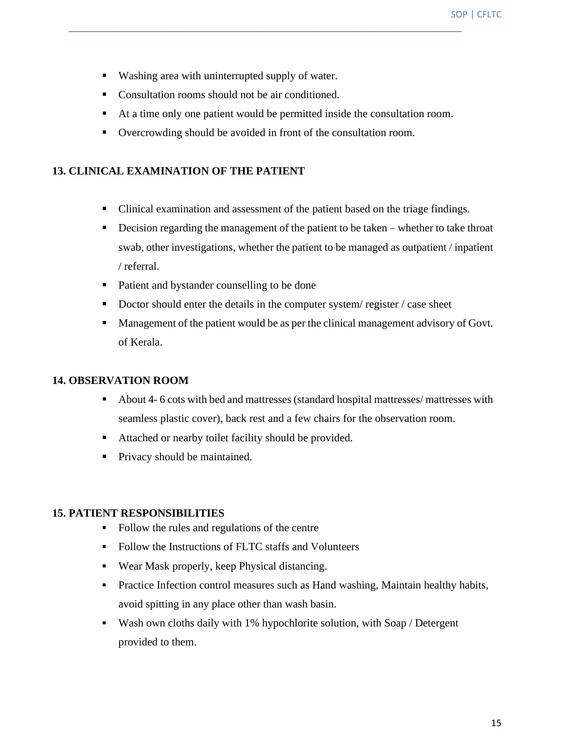- Washing area with uninterrupted supply of water.
- Consultation rooms should not be air conditioned.
- At a time only one patient would be permitted inside the consultation room.
- Overcrowding should be avoided in front of the consultation room.

## 13. CLINICAL EXAMINATION OF THE PATIENT

- Clinical examination and assessment of the patient based on the triage findings.
- Decision regarding the management of the patient to be taken – whether to take throat swab, other investigations, whether the patient to be managed as outpatient / inpatient / referral.
- Patient and bystander counselling to be done
- Doctor should enter the details in the computer system/ register / case sheet
- Management of the patient would be as per the clinical management advisory of Govt. of Kerala.

## 14. OBSERVATION ROOM

- About 4- 6 cots with bed and mattresses (standard hospital mattresses/ mattresses with seamless plastic cover), back rest and a few chairs for the observation room.
- Attached or nearby toilet facility should be provided.
- Privacy should be maintained.

## 15. PATIENT RESPONSIBILITIES

- Follow the rules and regulations of the centre
- Follow the Instructions of FLTC staffs and Volunteers
- Wear Mask properly, keep Physical distancing.
- Practice Infection control measures such as Hand washing, Maintain healthy habits, avoid spitting in any place other than wash basin.
- Wash own cloths daily with 1% hypochlorite solution, with Soap / Detergent provided to them.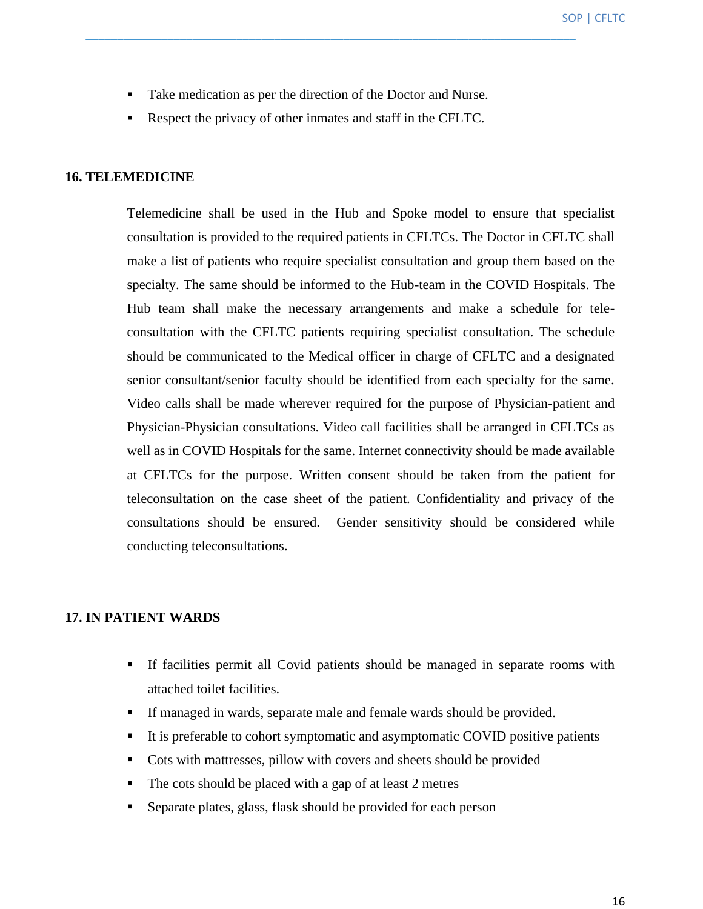- Take medication as per the direction of the Doctor and Nurse.
- Respect the privacy of other inmates and staff in the CFLTC.

## 16. TELEMEDICINE

Telemedicine shall be used in the Hub and Spoke model to ensure that specialist consultation is provided to the required patients in CFLTCs. The Doctor in CFLTC shall make a list of patients who require specialist consultation and group them based on the specialty. The same should be informed to the Hub-team in the COVID Hospitals. The Hub team shall make the necessary arrangements and make a schedule for tele-consultation with the CFLTC patients requiring specialist consultation. The schedule should be communicated to the Medical officer in charge of CFLTC and a designated senior consultant/senior faculty should be identified from each specialty for the same. Video calls shall be made wherever required for the purpose of Physician-patient and Physician-Physician consultations. Video call facilities shall be arranged in CFLTCs as well as in COVID Hospitals for the same. Internet connectivity should be made available at CFLTCs for the purpose. Written consent should be taken from the patient for teleconsultation on the case sheet of the patient. Confidentiality and privacy of the consultations should be ensured. Gender sensitivity should be considered while conducting teleconsultations.

## 17. IN PATIENT WARDS

- If facilities permit all Covid patients should be managed in separate rooms with attached toilet facilities.
- If managed in wards, separate male and female wards should be provided.
- It is preferable to cohort symptomatic and asymptomatic COVID positive patients
- Cots with mattresses, pillow with covers and sheets should be provided
- The cots should be placed with a gap of at least 2 metres
- Separate plates, glass, flask should be provided for each person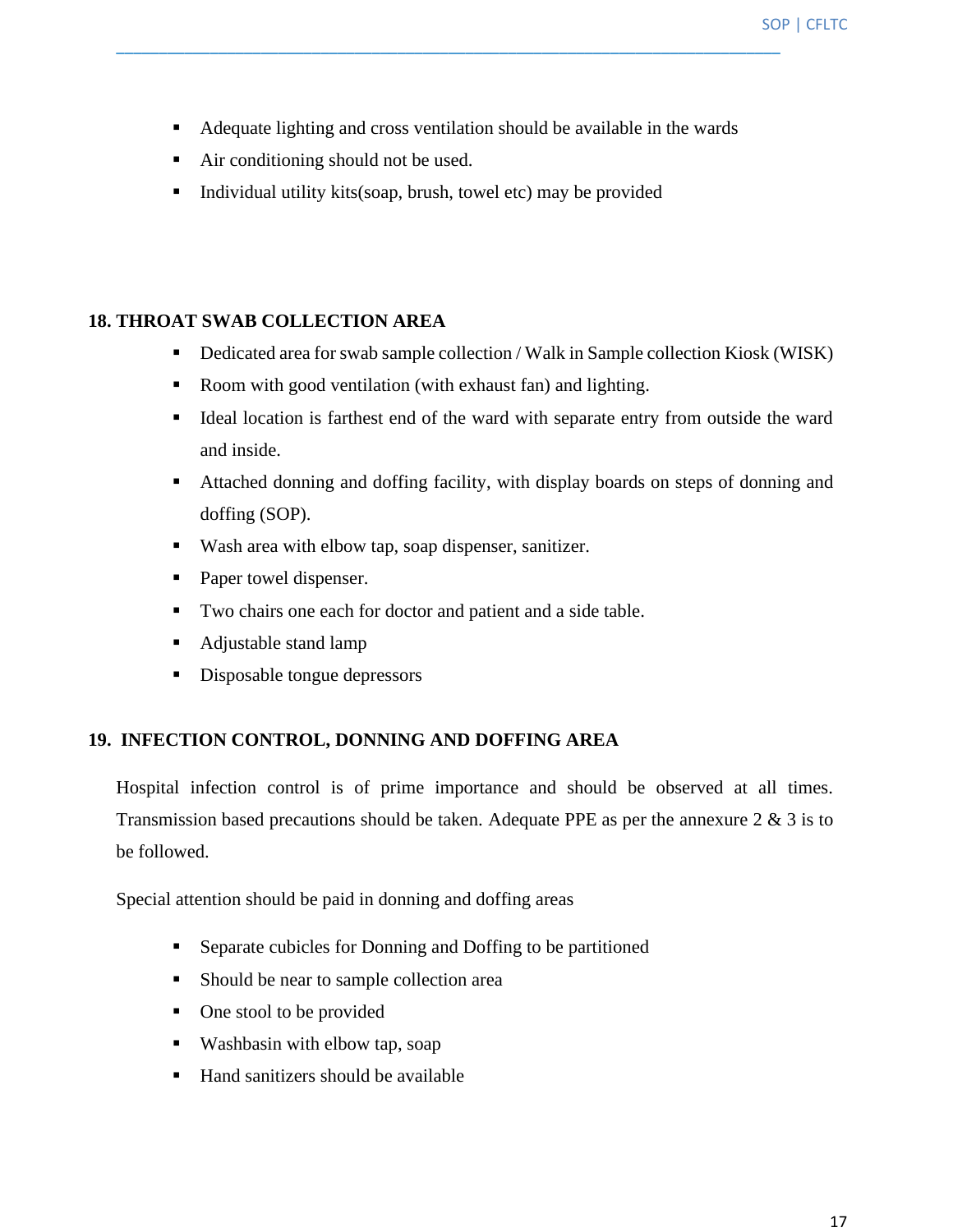- Adequate lighting and cross ventilation should be available in the wards
- Air conditioning should not be used.
- Individual utility kits(soap, brush, towel etc) may be provided

## 18. THROAT SWAB COLLECTION AREA

- Dedicated area for swab sample collection / Walk in Sample collection Kiosk (WISK)
- Room with good ventilation (with exhaust fan) and lighting.
- Ideal location is farthest end of the ward with separate entry from outside the ward and inside.
- Attached donning and doffing facility, with display boards on steps of donning and doffing (SOP).
- Wash area with elbow tap, soap dispenser, sanitizer.
- Paper towel dispenser.
- Two chairs one each for doctor and patient and a side table.
- Adjustable stand lamp
- Disposable tongue depressors

## 19. INFECTION CONTROL, DONNING AND DOFFING AREA

Hospital infection control is of prime importance and should be observed at all times. Transmission based precautions should be taken. Adequate PPE as per the annexure 2 & 3 is to be followed.

Special attention should be paid in donning and doffing areas

- Separate cubicles for Donning and Doffing to be partitioned
- Should be near to sample collection area
- One stool to be provided
- Washbasin with elbow tap, soap
- Hand sanitizers should be available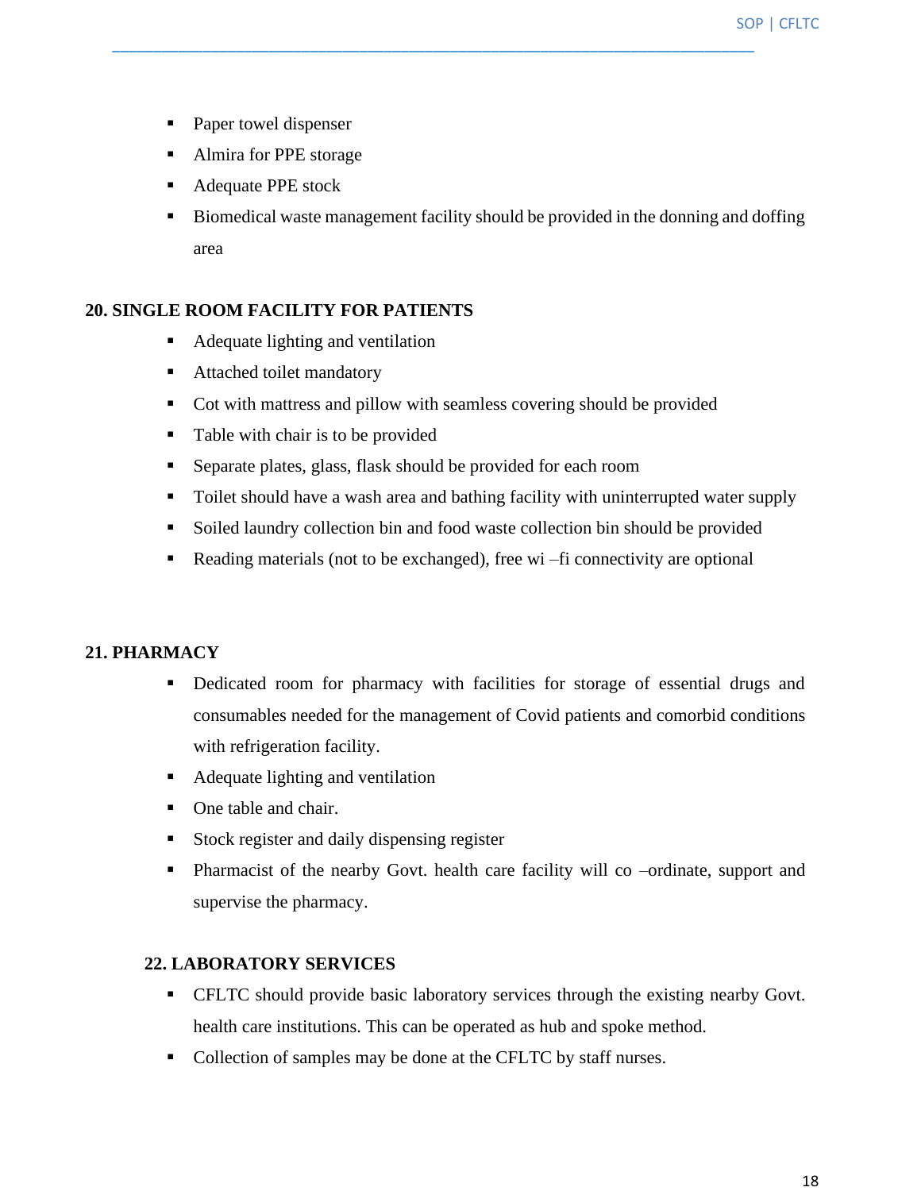- Paper towel dispenser
- Almira for PPE storage
- Adequate PPE stock
- Biomedical waste management facility should be provided in the donning and doffing area

## 20. SINGLE ROOM FACILITY FOR PATIENTS

- Adequate lighting and ventilation
- Attached toilet mandatory
- Cot with mattress and pillow with seamless covering should be provided
- Table with chair is to be provided
- Separate plates, glass, flask should be provided for each room
- Toilet should have a wash area and bathing facility with uninterrupted water supply
- Soiled laundry collection bin and food waste collection bin should be provided
- Reading materials (not to be exchanged), free wi –fi connectivity are optional

## 21. PHARMACY

- Dedicated room for pharmacy with facilities for storage of essential drugs and consumables needed for the management of Covid patients and comorbid conditions with refrigeration facility.
- Adequate lighting and ventilation
- One table and chair.
- Stock register and daily dispensing register
- Pharmacist of the nearby Govt. health care facility will co –ordinate, support and supervise the pharmacy.

## 22. LABORATORY SERVICES

- CFLTC should provide basic laboratory services through the existing nearby Govt. health care institutions. This can be operated as hub and spoke method.
- Collection of samples may be done at the CFLTC by staff nurses.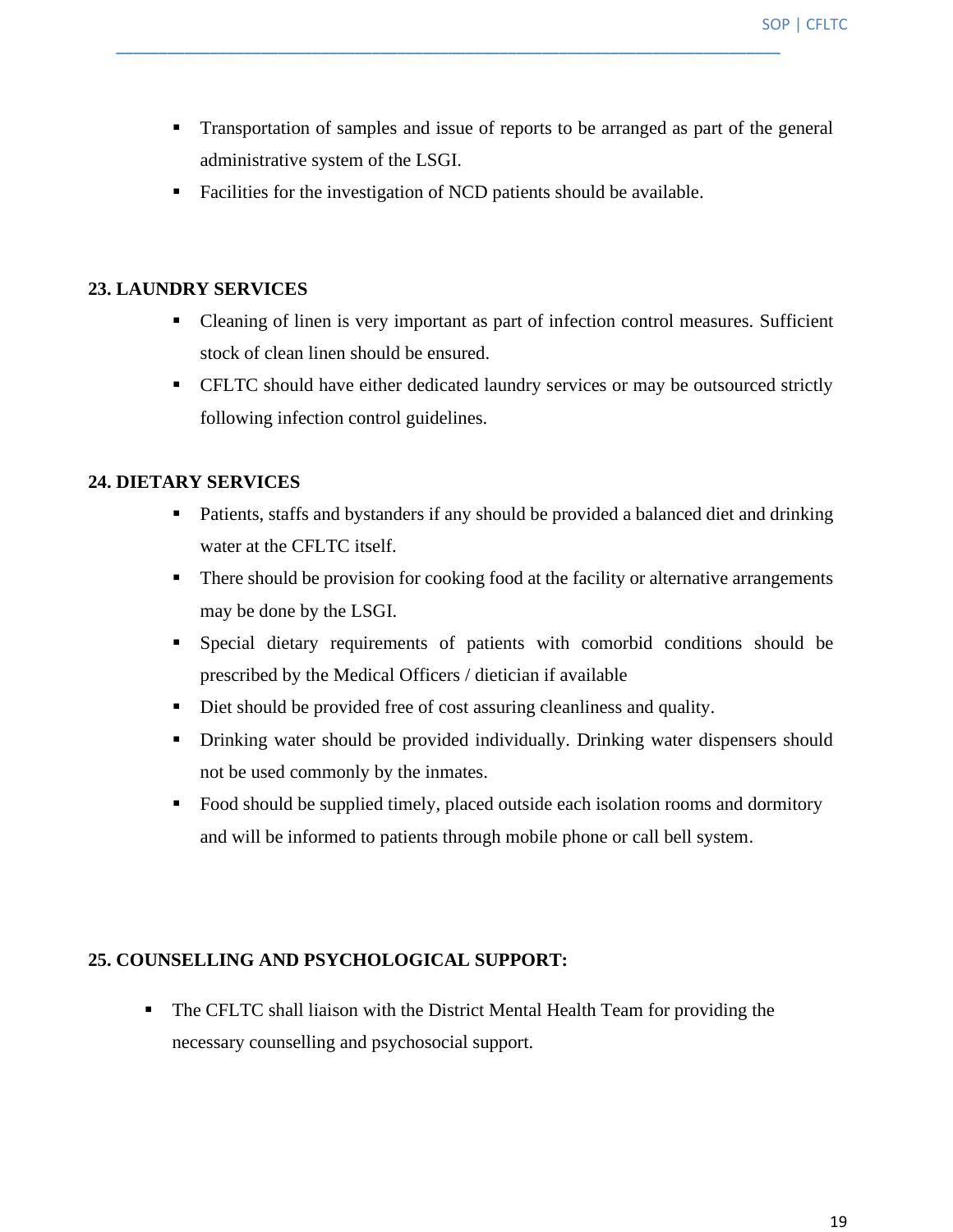- Transportation of samples and issue of reports to be arranged as part of the general administrative system of the LSGI.
- Facilities for the investigation of NCD patients should be available.

**23. LAUNDRY SERVICES**

- Cleaning of linen is very important as part of infection control measures. Sufficient stock of clean linen should be ensured.
- CFLTC should have either dedicated laundry services or may be outsourced strictly following infection control guidelines.

**24. DIETARY SERVICES**

- Patients, staffs and bystanders if any should be provided a balanced diet and drinking water at the CFLTC itself.
- There should be provision for cooking food at the facility or alternative arrangements may be done by the LSGI.
- Special dietary requirements of patients with comorbid conditions should be prescribed by the Medical Officers / dietician if available
- Diet should be provided free of cost assuring cleanliness and quality.
- Drinking water should be provided individually. Drinking water dispensers should not be used commonly by the inmates.
- Food should be supplied timely, placed outside each isolation rooms and dormitory and will be informed to patients through mobile phone or call bell system.

**25. COUNSELLING AND PSYCHOLOGICAL SUPPORT:**

- The CFLTC shall liaison with the District Mental Health Team for providing the necessary counselling and psychosocial support.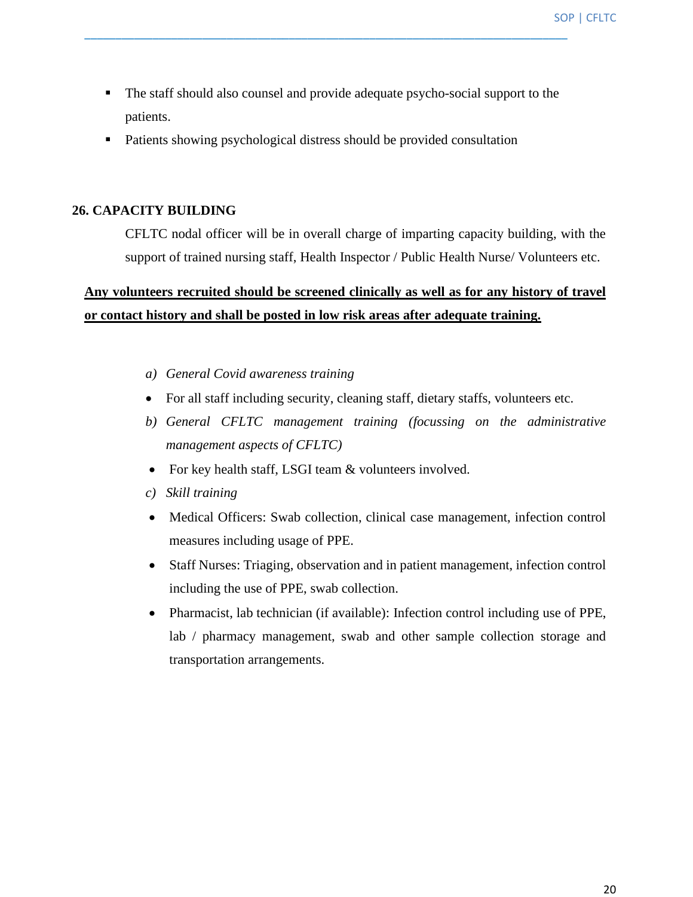- The staff should also counsel and provide adequate psycho-social support to the patients.
- Patients showing psychological distress should be provided consultation

## 26. CAPACITY BUILDING

CFLTC nodal officer will be in overall charge of imparting capacity building, with the support of trained nursing staff, Health Inspector / Public Health Nurse/ Volunteers etc.

**<u>Any volunteers recruited should be screened clinically as well as for any history of travel or contact history and shall be posted in low risk areas after adequate training.</u>**

a) *General Covid awareness training*

- For all staff including security, cleaning staff, dietary staffs, volunteers etc.

b) *General CFLTC management training (focussing on the administrative management aspects of CFLTC)*

- For key health staff, LSGI team & volunteers involved.

c) *Skill training*

- Medical Officers: Swab collection, clinical case management, infection control measures including usage of PPE.
- Staff Nurses: Triaging, observation and in patient management, infection control including the use of PPE, swab collection.
- Pharmacist, lab technician (if available): Infection control including use of PPE, lab / pharmacy management, swab and other sample collection storage and transportation arrangements.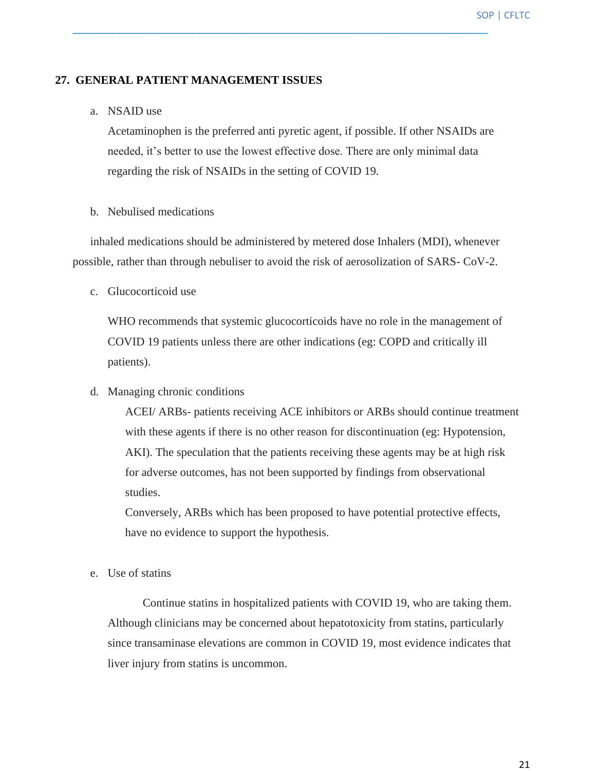## 27. GENERAL PATIENT MANAGEMENT ISSUES

a. NSAID use

Acetaminophen is the preferred anti pyretic agent, if possible. If other NSAIDs are needed, it's better to use the lowest effective dose. There are only minimal data regarding the risk of NSAIDs in the setting of COVID 19.

b. Nebulised medications

inhaled medications should be administered by metered dose Inhalers (MDI), whenever possible, rather than through nebuliser to avoid the risk of aerosolization of SARS- CoV-2.

c. Glucocorticoid use

WHO recommends that systemic glucocorticoids have no role in the management of COVID 19 patients unless there are other indications (eg: COPD and critically ill patients).

d. Managing chronic conditions

ACEI/ ARBs- patients receiving ACE inhibitors or ARBs should continue treatment with these agents if there is no other reason for discontinuation (eg: Hypotension, AKI). The speculation that the patients receiving these agents may be at high risk for adverse outcomes, has not been supported by findings from observational studies.

Conversely, ARBs which has been proposed to have potential protective effects, have no evidence to support the hypothesis.

e. Use of statins

Continue statins in hospitalized patients with COVID 19, who are taking them. Although clinicians may be concerned about hepatotoxicity from statins, particularly since transaminase elevations are common in COVID 19, most evidence indicates that liver injury from statins is uncommon.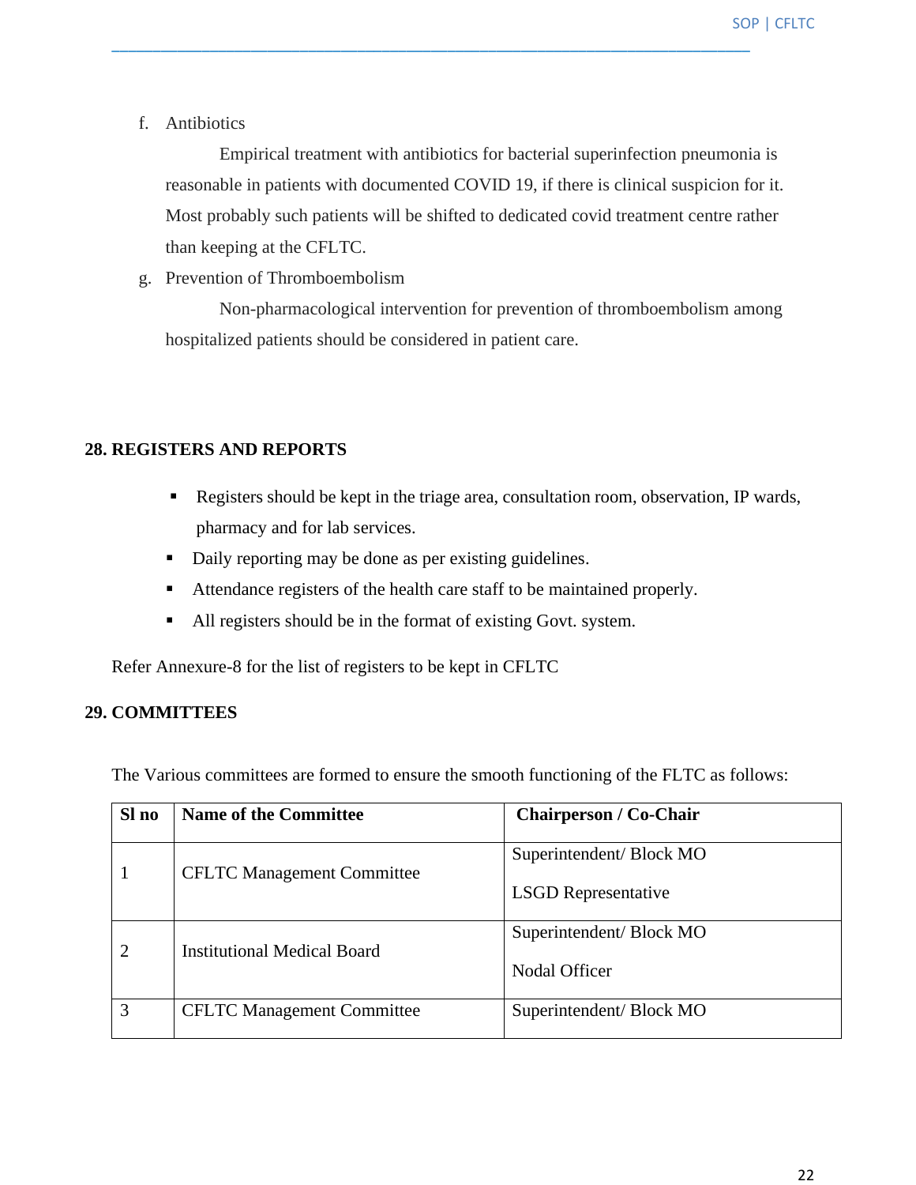f. Antibiotics

Empirical treatment with antibiotics for bacterial superinfection pneumonia is reasonable in patients with documented COVID 19, if there is clinical suspicion for it. Most probably such patients will be shifted to dedicated covid treatment centre rather than keeping at the CFLTC.

g. Prevention of Thromboembolism

Non-pharmacological intervention for prevention of thromboembolism among hospitalized patients should be considered in patient care.

## 28. REGISTERS AND REPORTS

- Registers should be kept in the triage area, consultation room, observation, IP wards, pharmacy and for lab services.
- Daily reporting may be done as per existing guidelines.
- Attendance registers of the health care staff to be maintained properly.
- All registers should be in the format of existing Govt. system.

Refer Annexure-8 for the list of registers to be kept in CFLTC

## 29. COMMITTEES

The Various committees are formed to ensure the smooth functioning of the FLTC as follows:

| Sl no | Name of the Committee | Chairperson / Co-Chair |
|---|---|---|
| 1 | CFLTC Management Committee | Superintendent/ Block MO<br><br>LSGD Representative |
| 2 | Institutional Medical Board | Superintendent/ Block MO<br><br>Nodal Officer |
| 3 | CFLTC Management Committee | Superintendent/ Block MO |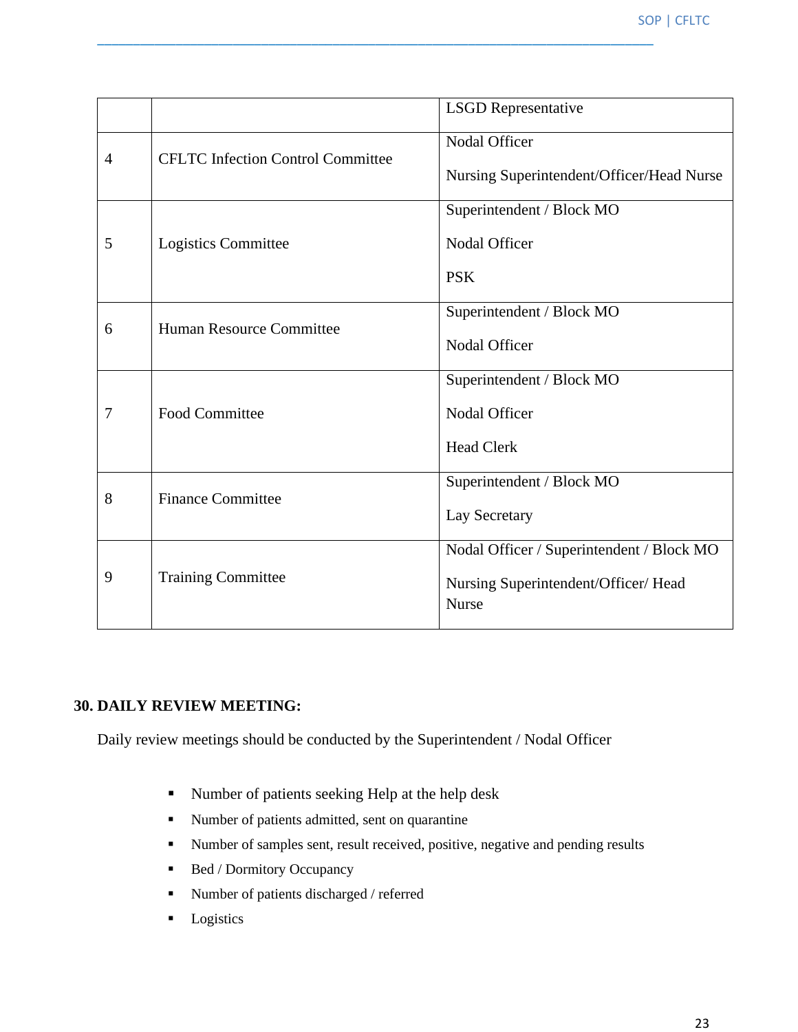| | | |
|---|---|---|
| | | LSGD Representative |
| 4 | CFLTC Infection Control Committee | Nodal Officer<br>Nursing Superintendent/Officer/Head Nurse |
| 5 | Logistics Committee | Superintendent / Block MO<br>Nodal Officer<br>PSK |
| 6 | Human Resource Committee | Superintendent / Block MO<br>Nodal Officer |
| 7 | Food Committee | Superintendent / Block MO<br>Nodal Officer<br>Head Clerk |
| 8 | Finance Committee | Superintendent / Block MO<br>Lay Secretary |
| 9 | Training Committee | Nodal Officer / Superintendent / Block MO<br>Nursing Superintendent/Officer/ Head Nurse |

## 30. DAILY REVIEW MEETING:

Daily review meetings should be conducted by the Superintendent / Nodal Officer

- Number of patients seeking Help at the help desk
- Number of patients admitted, sent on quarantine
- Number of samples sent, result received, positive, negative and pending results
- Bed / Dormitory Occupancy
- Number of patients discharged / referred
- Logistics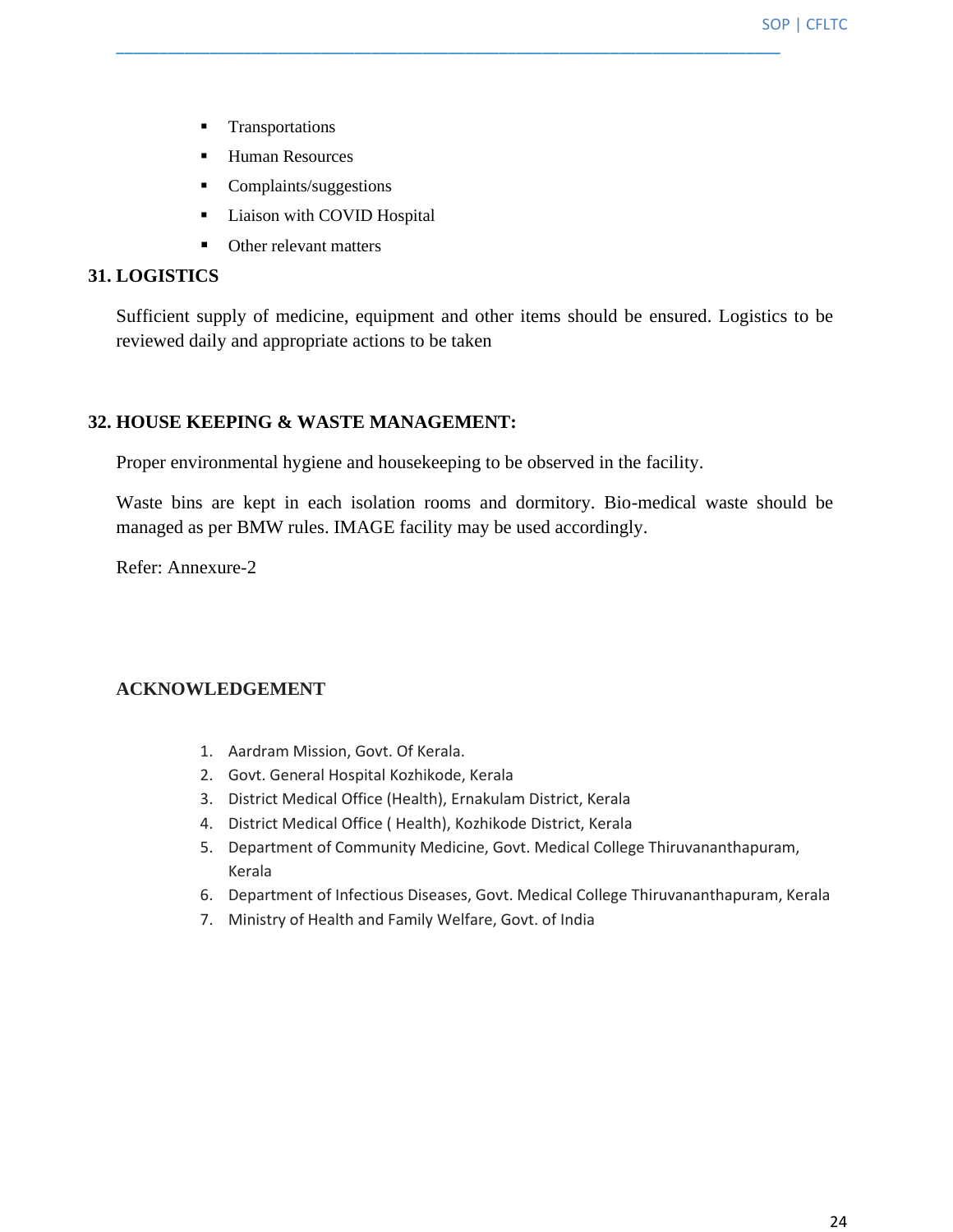- Transportations
- Human Resources
- Complaints/suggestions
- Liaison with COVID Hospital
- Other relevant matters

## 31. LOGISTICS

Sufficient supply of medicine, equipment and other items should be ensured. Logistics to be reviewed daily and appropriate actions to be taken

## 32. HOUSE KEEPING & WASTE MANAGEMENT:

Proper environmental hygiene and housekeeping to be observed in the facility.

Waste bins are kept in each isolation rooms and dormitory. Bio-medical waste should be managed as per BMW rules. IMAGE facility may be used accordingly.

Refer: Annexure-2

## ACKNOWLEDGEMENT

1. Aardram Mission, Govt. Of Kerala.
2. Govt. General Hospital Kozhikode, Kerala
3. District Medical Office (Health), Ernakulam District, Kerala
4. District Medical Office ( Health), Kozhikode District, Kerala
5. Department of Community Medicine, Govt. Medical College Thiruvananthapuram, Kerala
6. Department of Infectious Diseases, Govt. Medical College Thiruvananthapuram, Kerala
7. Ministry of Health and Family Welfare, Govt. of India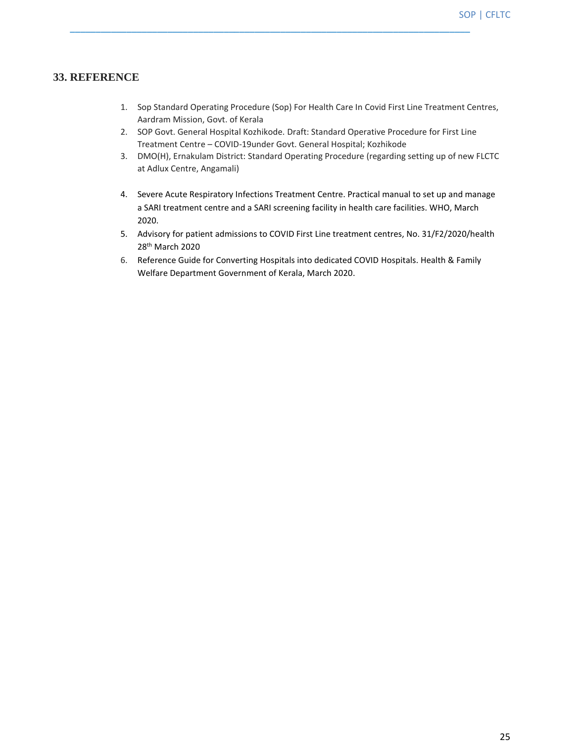## 33. REFERENCE

1. Sop Standard Operating Procedure (Sop) For Health Care In Covid First Line Treatment Centres, Aardram Mission, Govt. of Kerala
2. SOP Govt. General Hospital Kozhikode. Draft: Standard Operative Procedure for First Line Treatment Centre – COVID-19under Govt. General Hospital; Kozhikode
3. DMO(H), Ernakulam District: Standard Operating Procedure (regarding setting up of new FLCTC at Adlux Centre, Angamali)
4. Severe Acute Respiratory Infections Treatment Centre. Practical manual to set up and manage a SARI treatment centre and a SARI screening facility in health care facilities. WHO, March 2020.
5. Advisory for patient admissions to COVID First Line treatment centres, No. 31/F2/2020/health 28th March 2020
6. Reference Guide for Converting Hospitals into dedicated COVID Hospitals. Health & Family Welfare Department Government of Kerala, March 2020.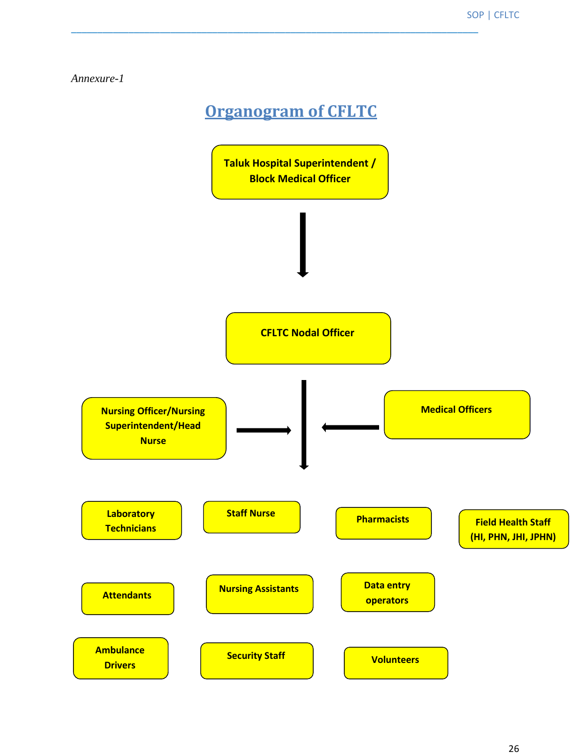*Annexure-1*

# Organogram of CFLTC

Taluk Hospital Superintendent / Block Medical Officer

↓

CFLTC Nodal Officer

Nursing Officer/Nursing Superintendent/Head Nurse → ↓ ← Medical Officers

Laboratory Technicians

Staff Nurse

Pharmacists

Field Health Staff (HI, PHN, JHI, JPHN)

Attendants

Nursing Assistants

Data entry operators

Ambulance Drivers

Security Staff

Volunteers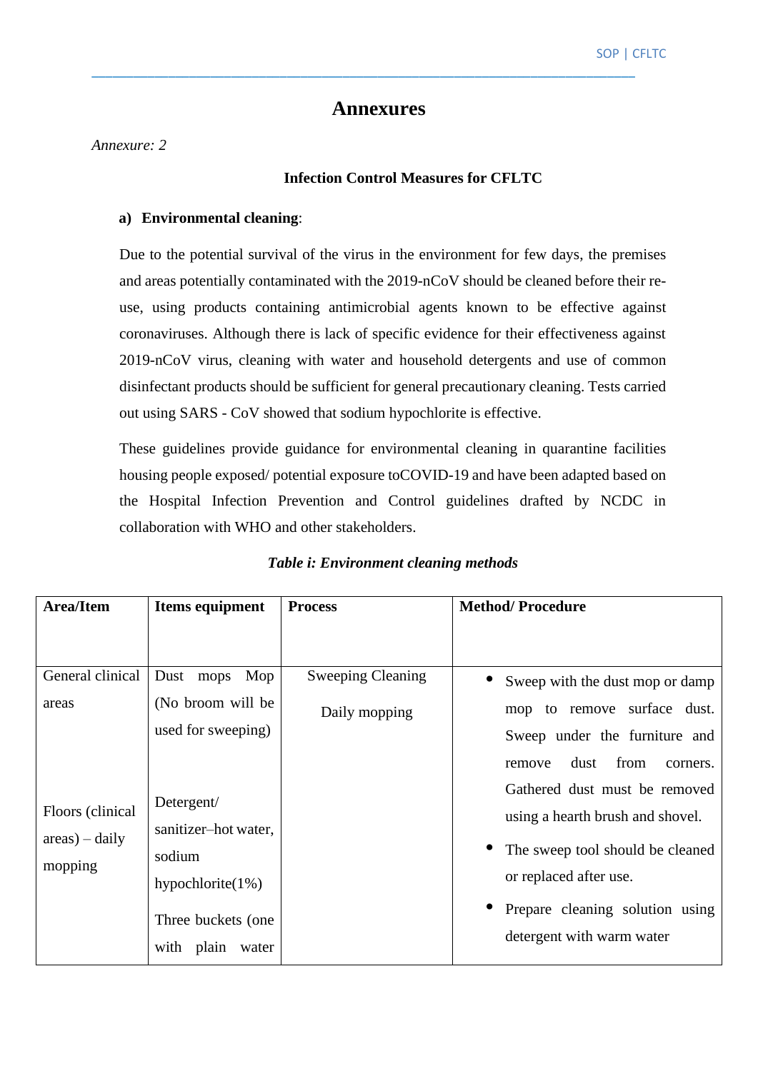# Annexures

*Annexure: 2*

**Infection Control Measures for CFLTC**

**a) Environmental cleaning**:

Due to the potential survival of the virus in the environment for few days, the premises and areas potentially contaminated with the 2019-nCoV should be cleaned before their re-use, using products containing antimicrobial agents known to be effective against coronaviruses. Although there is lack of specific evidence for their effectiveness against 2019-nCoV virus, cleaning with water and household detergents and use of common disinfectant products should be sufficient for general precautionary cleaning. Tests carried out using SARS - CoV showed that sodium hypochlorite is effective.

These guidelines provide guidance for environmental cleaning in quarantine facilities housing people exposed/ potential exposure toCOVID-19 and have been adapted based on the Hospital Infection Prevention and Control guidelines drafted by NCDC in collaboration with WHO and other stakeholders.

***Table i: Environment cleaning methods***

| Area/Item | Items equipment | Process | Method/ Procedure |
|---|---|---|---|
| General clinical areas<br><br>Floors (clinical areas) – daily mopping | Dust mops Mop (No broom will be used for sweeping)<br><br>Detergent/ sanitizer–hot water, sodium hypochlorite(1%)<br><br>Three buckets (one with plain water | Sweeping Cleaning<br><br>Daily mopping | • Sweep with the dust mop or damp mop to remove surface dust. Sweep under the furniture and remove dust from corners. Gathered dust must be removed using a hearth brush and shovel.<br>• The sweep tool should be cleaned or replaced after use.<br>• Prepare cleaning solution using detergent with warm water |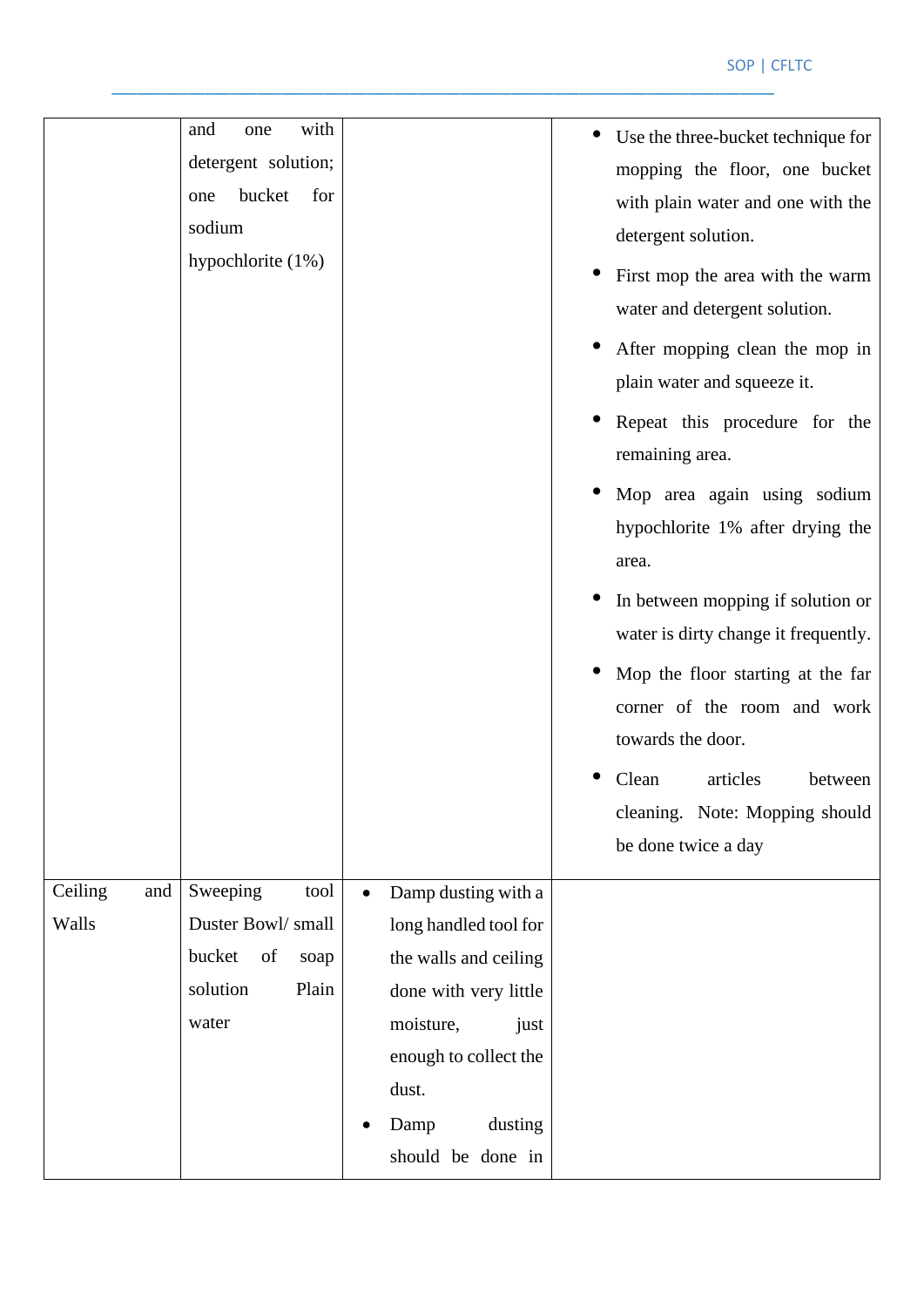| | | | |
|---|---|---|---|
| | and one with detergent solution; one bucket for sodium hypochlorite (1%) | | • Use the three-bucket technique for mopping the floor, one bucket with plain water and one with the detergent solution.<br>• First mop the area with the warm water and detergent solution.<br>• After mopping clean the mop in plain water and squeeze it.<br>• Repeat this procedure for the remaining area.<br>• Mop area again using sodium hypochlorite 1% after drying the area.<br>• In between mopping if solution or water is dirty change it frequently.<br>• Mop the floor starting at the far corner of the room and work towards the door.<br>• Clean articles between cleaning. Note: Mopping should be done twice a day |
| Ceiling and Walls | Sweeping tool Duster Bowl/ small bucket of soap solution Plain water | • Damp dusting with a long handled tool for the walls and ceiling done with very little moisture, just enough to collect the dust.<br>• Damp dusting should be done in | |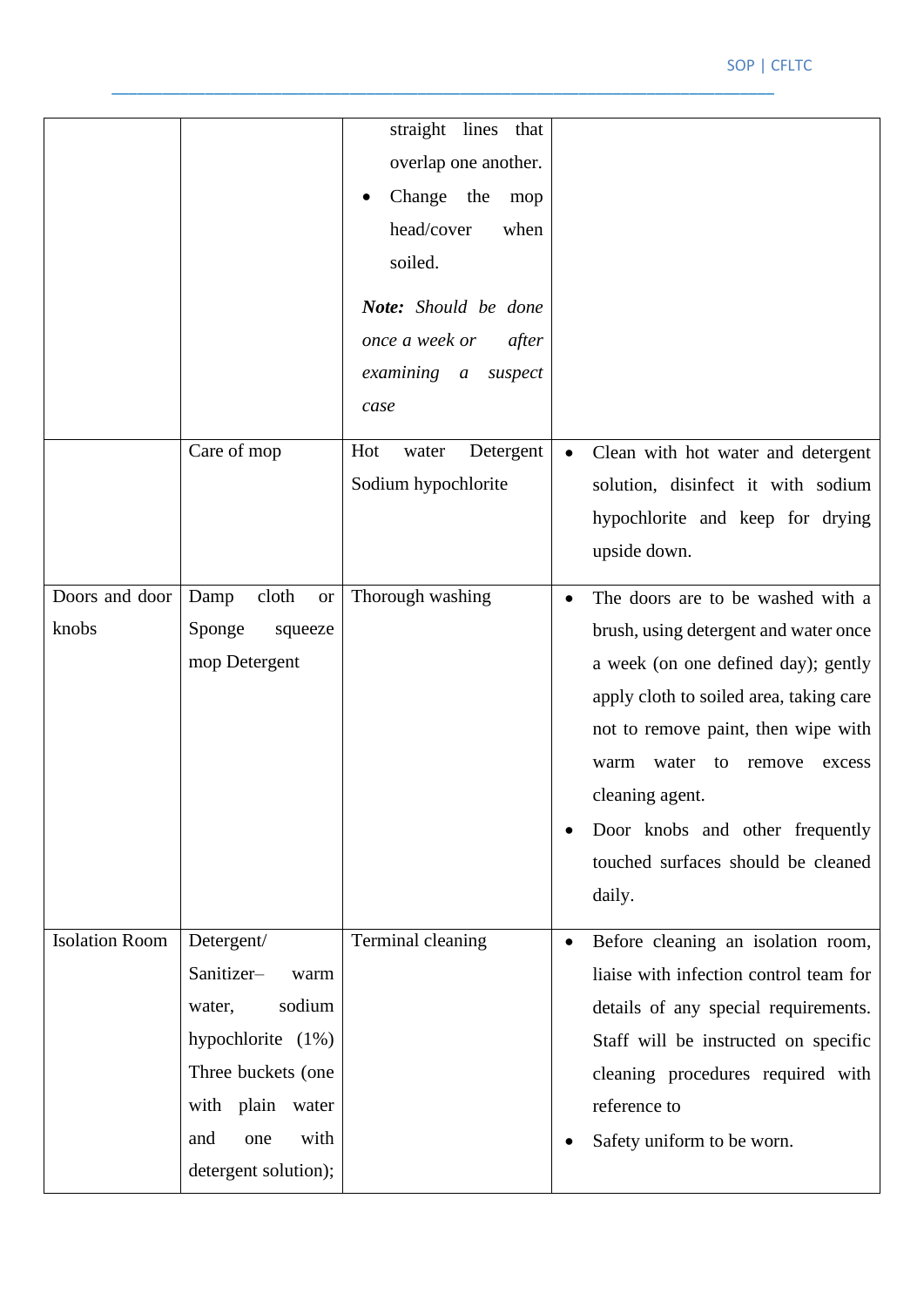| | | | |
|---|---|---|---|
| | | straight lines that overlap one another.<br>• Change the mop head/cover when soiled.<br>***Note:*** *Should be done once a week or after examining a suspect case* | |
| | Care of mop | Hot water Detergent Sodium hypochlorite | • Clean with hot water and detergent solution, disinfect it with sodium hypochlorite and keep for drying upside down. |
| Doors and door knobs | Damp cloth or Sponge squeeze mop Detergent | Thorough washing | • The doors are to be washed with a brush, using detergent and water once a week (on one defined day); gently apply cloth to soiled area, taking care not to remove paint, then wipe with warm water to remove excess cleaning agent.<br>• Door knobs and other frequently touched surfaces should be cleaned daily. |
| Isolation Room | Detergent/ Sanitizer– warm water, sodium hypochlorite (1%) Three buckets (one with plain water and one with detergent solution); | Terminal cleaning | • Before cleaning an isolation room, liaise with infection control team for details of any special requirements. Staff will be instructed on specific cleaning procedures required with reference to<br>• Safety uniform to be worn. |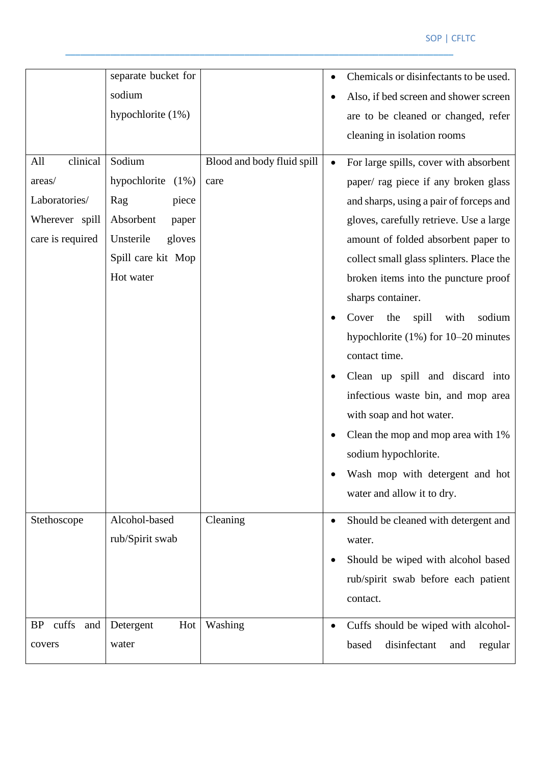| | | | |
|---|---|---|---|
| | separate bucket for sodium hypochlorite (1%) | | • Chemicals or disinfectants to be used.<br>• Also, if bed screen and shower screen are to be cleaned or changed, refer cleaning in isolation rooms |
| All clinical areas/ Laboratories/ Wherever spill care is required | Sodium hypochlorite (1%) Rag piece Absorbent paper Unsterile gloves Spill care kit Mop Hot water | Blood and body fluid spill care | • For large spills, cover with absorbent paper/ rag piece if any broken glass and sharps, using a pair of forceps and gloves, carefully retrieve. Use a large amount of folded absorbent paper to collect small glass splinters. Place the broken items into the puncture proof sharps container.<br>• Cover the spill with sodium hypochlorite (1%) for 10–20 minutes contact time.<br>• Clean up spill and discard into infectious waste bin, and mop area with soap and hot water.<br>• Clean the mop and mop area with 1% sodium hypochlorite.<br>• Wash mop with detergent and hot water and allow it to dry. |
| Stethoscope | Alcohol-based rub/Spirit swab | Cleaning | • Should be cleaned with detergent and water.<br>• Should be wiped with alcohol based rub/spirit swab before each patient contact. |
| BP cuffs and covers | Detergent Hot water | Washing | • Cuffs should be wiped with alcohol-based disinfectant and regular |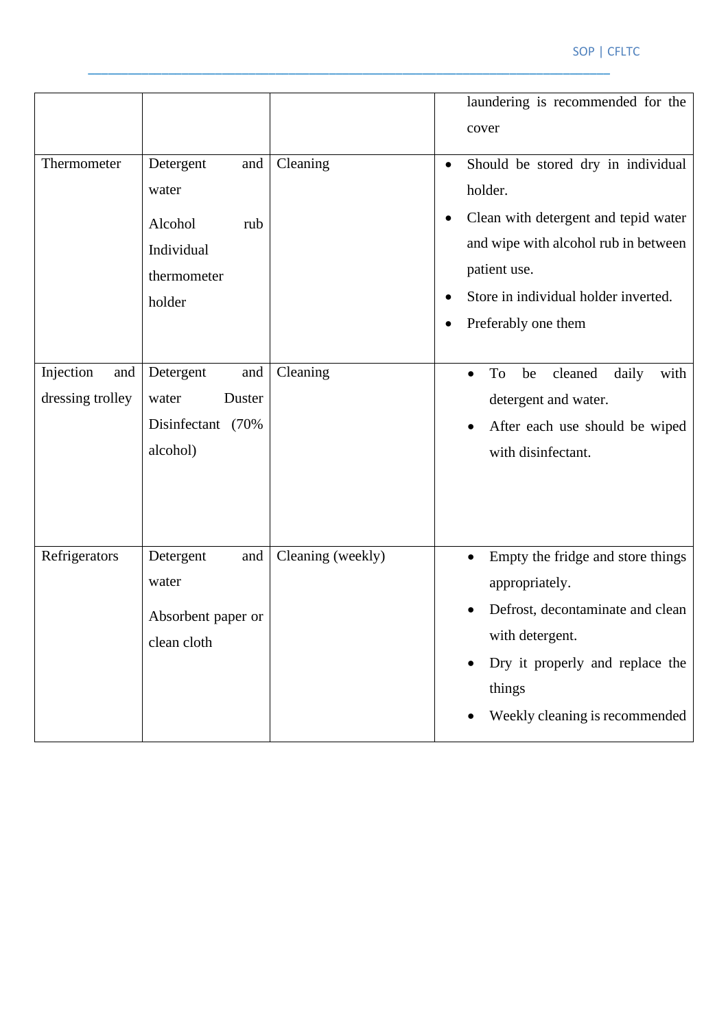| | | | |
|---|---|---|---|
| | | | laundering is recommended for the cover |
| Thermometer | Detergent and water<br><br>Alcohol rub Individual thermometer holder | Cleaning | • Should be stored dry in individual holder.<br>• Clean with detergent and tepid water and wipe with alcohol rub in between patient use.<br>• Store in individual holder inverted.<br>• Preferably one them |
| Injection and dressing trolley | Detergent and water Duster Disinfectant (70% alcohol) | Cleaning | • To be cleaned daily with detergent and water.<br>• After each use should be wiped with disinfectant. |
| Refrigerators | Detergent and water<br><br>Absorbent paper or clean cloth | Cleaning (weekly) | • Empty the fridge and store things appropriately.<br>• Defrost, decontaminate and clean with detergent.<br>• Dry it properly and replace the things<br>• Weekly cleaning is recommended |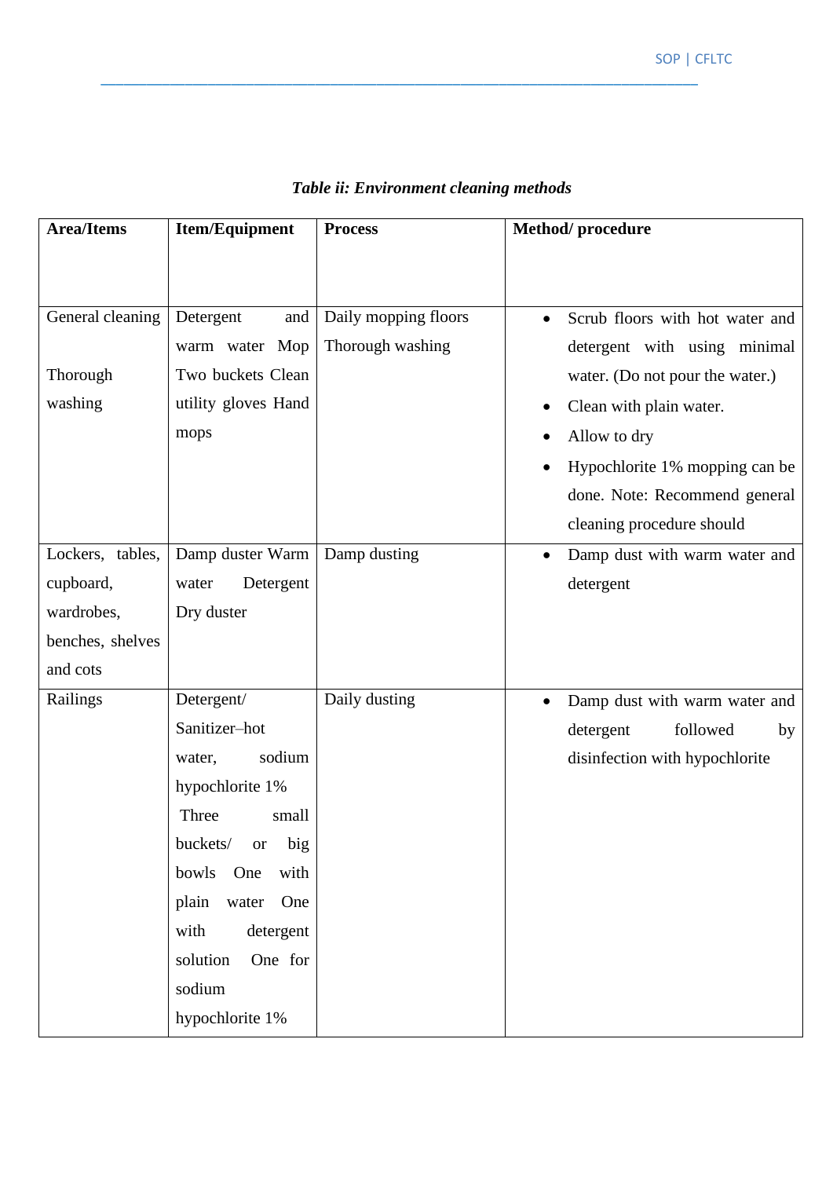*Table ii: Environment cleaning methods*

| Area/Items | Item/Equipment | Process | Method/ procedure |
|---|---|---|---|
| General cleaning<br><br>Thorough washing | Detergent and warm water Mop Two buckets Clean utility gloves Hand mops | Daily mopping floors Thorough washing | • Scrub floors with hot water and detergent with using minimal water. (Do not pour the water.)<br>• Clean with plain water.<br>• Allow to dry<br>• Hypochlorite 1% mopping can be done. Note: Recommend general cleaning procedure should |
| Lockers, tables, cupboard, wardrobes, benches, shelves and cots | Damp duster Warm water Detergent Dry duster | Damp dusting | • Damp dust with warm water and detergent |
| Railings | Detergent/ Sanitizer–hot water, sodium hypochlorite 1% Three small buckets/ or big bowls One with plain water One with detergent solution One for sodium hypochlorite 1% | Daily dusting | • Damp dust with warm water and detergent followed by disinfection with hypochlorite |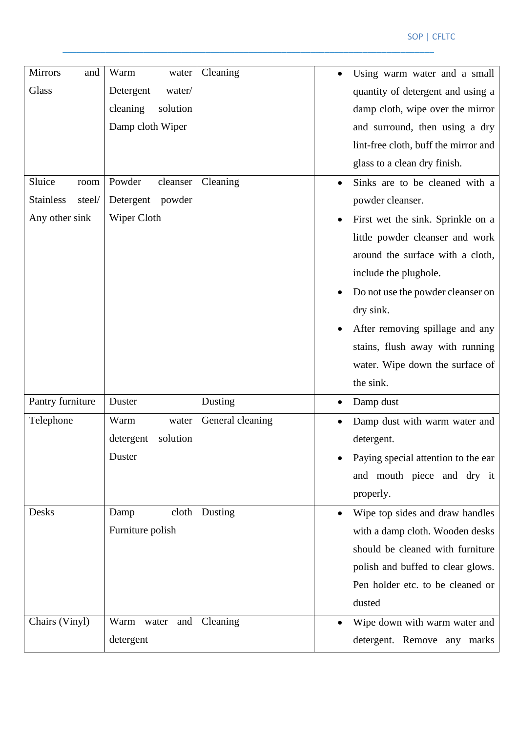| Mirrors and Glass | Warm water Detergent water/ cleaning solution Damp cloth Wiper | Cleaning | • Using warm water and a small quantity of detergent and using a damp cloth, wipe over the mirror and surround, then using a dry lint-free cloth, buff the mirror and glass to a clean dry finish. |
|---|---|---|---|
| Sluice room Stainless steel/ Any other sink | Powder cleanser Detergent powder Wiper Cloth | Cleaning | • Sinks are to be cleaned with a powder cleanser.<br>• First wet the sink. Sprinkle on a little powder cleanser and work around the surface with a cloth, include the plughole.<br>• Do not use the powder cleanser on dry sink.<br>• After removing spillage and any stains, flush away with running water. Wipe down the surface of the sink. |
| Pantry furniture | Duster | Dusting | • Damp dust |
| Telephone | Warm water detergent solution Duster | General cleaning | • Damp dust with warm water and detergent.<br>• Paying special attention to the ear and mouth piece and dry it properly. |
| Desks | Damp cloth Furniture polish | Dusting | • Wipe top sides and draw handles with a damp cloth. Wooden desks should be cleaned with furniture polish and buffed to clear glows. Pen holder etc. to be cleaned or dusted |
| Chairs (Vinyl) | Warm water and detergent | Cleaning | • Wipe down with warm water and detergent. Remove any marks |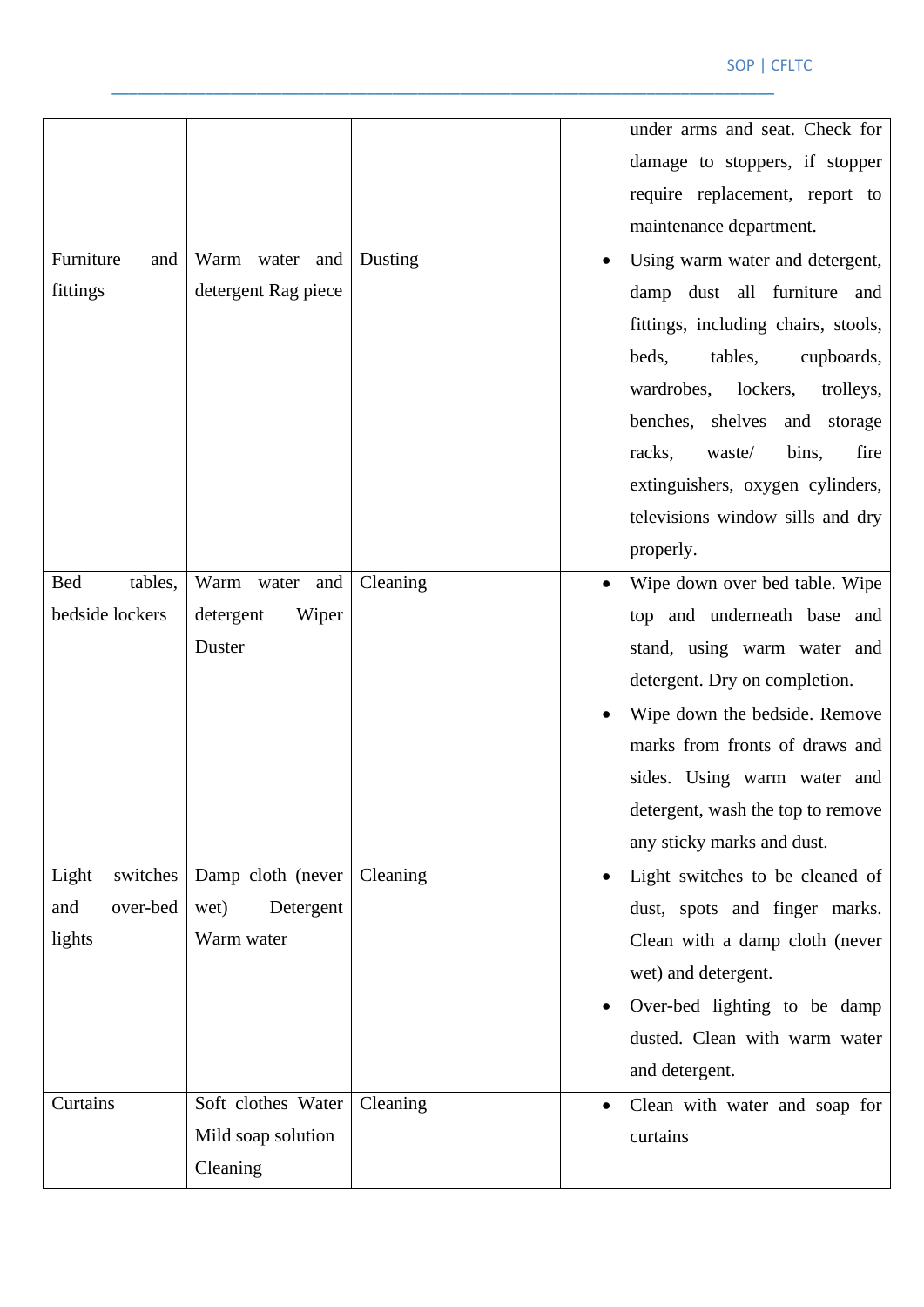| | | | |
|---|---|---|---|
| | | | under arms and seat. Check for damage to stoppers, if stopper require replacement, report to maintenance department. |
| Furniture and fittings | Warm water and detergent Rag piece | Dusting | • Using warm water and detergent, damp dust all furniture and fittings, including chairs, stools, beds, tables, cupboards, wardrobes, lockers, trolleys, benches, shelves and storage racks, waste/ bins, fire extinguishers, oxygen cylinders, televisions window sills and dry properly. |
| Bed tables, bedside lockers | Warm water and detergent Wiper Duster | Cleaning | • Wipe down over bed table. Wipe top and underneath base and stand, using warm water and detergent. Dry on completion.<br>• Wipe down the bedside. Remove marks from fronts of draws and sides. Using warm water and detergent, wash the top to remove any sticky marks and dust. |
| Light switches and over-bed lights | Damp cloth (never wet) Detergent Warm water | Cleaning | • Light switches to be cleaned of dust, spots and finger marks. Clean with a damp cloth (never wet) and detergent.<br>• Over-bed lighting to be damp dusted. Clean with warm water and detergent. |
| Curtains | Soft clothes Water Mild soap solution Cleaning | Cleaning | • Clean with water and soap for curtains |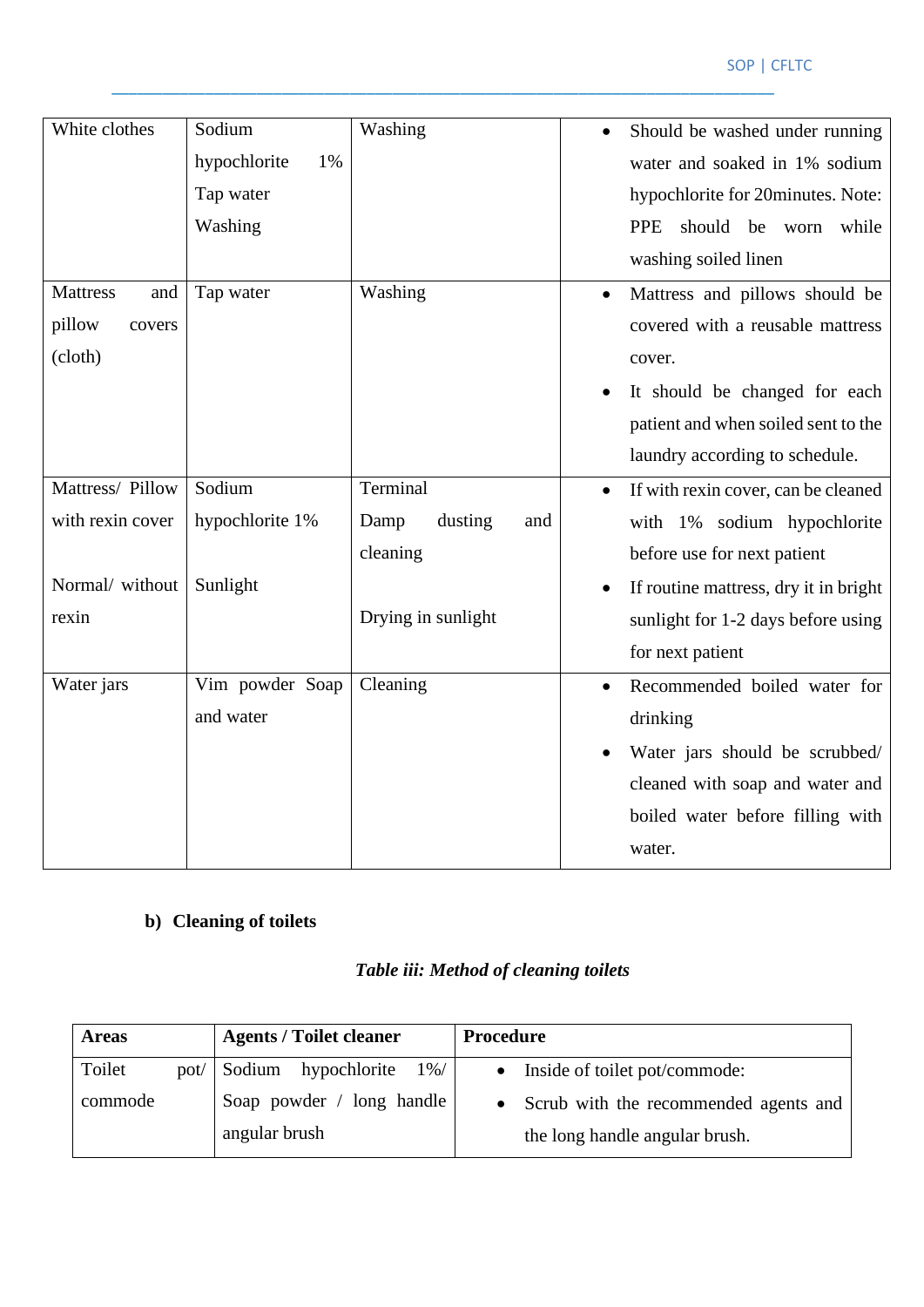| | | | |
|---|---|---|---|
| White clothes | Sodium hypochlorite 1%<br>Tap water<br>Washing | Washing | • Should be washed under running water and soaked in 1% sodium hypochlorite for 20minutes. Note: PPE should be worn while washing soiled linen |
| Mattress and pillow covers (cloth) | Tap water | Washing | • Mattress and pillows should be covered with a reusable mattress cover.<br>• It should be changed for each patient and when soiled sent to the laundry according to schedule. |
| Mattress/ Pillow with rexin cover<br><br>Normal/ without rexin | Sodium hypochlorite 1%<br><br>Sunlight | Terminal Damp dusting and cleaning<br><br>Drying in sunlight | • If with rexin cover, can be cleaned with 1% sodium hypochlorite before use for next patient<br>• If routine mattress, dry it in bright sunlight for 1-2 days before using for next patient |
| Water jars | Vim powder Soap and water | Cleaning | • Recommended boiled water for drinking<br>• Water jars should be scrubbed/ cleaned with soap and water and boiled water before filling with water. |

**b) Cleaning of toilets**

*Table iii: Method of cleaning toilets*

| Areas | Agents / Toilet cleaner | Procedure |
|---|---|---|
| Toilet pot/ commode | Sodium hypochlorite 1%/ Soap powder / long handle angular brush | • Inside of toilet pot/commode:<br>• Scrub with the recommended agents and the long handle angular brush. |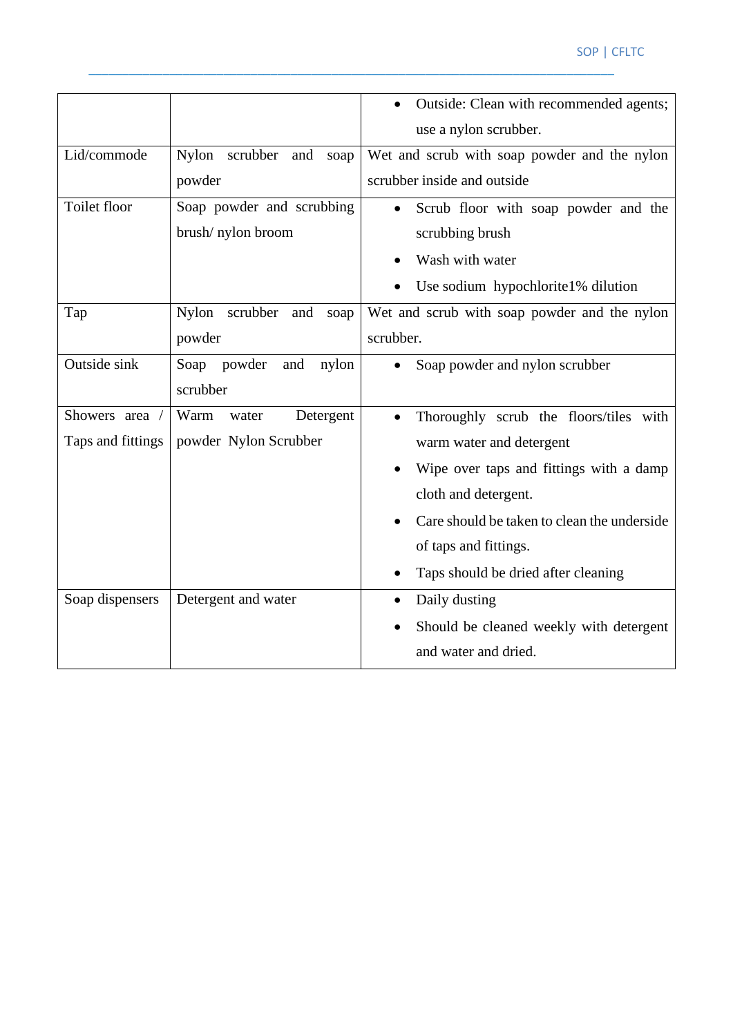| | | |
|---|---|---|
| | | • Outside: Clean with recommended agents; use a nylon scrubber. |
| Lid/commode | Nylon scrubber and soap powder | Wet and scrub with soap powder and the nylon scrubber inside and outside |
| Toilet floor | Soap powder and scrubbing brush/ nylon broom | • Scrub floor with soap powder and the scrubbing brush<br>• Wash with water<br>• Use sodium hypochlorite1% dilution |
| Tap | Nylon scrubber and soap powder | Wet and scrub with soap powder and the nylon scrubber. |
| Outside sink | Soap powder and nylon scrubber | • Soap powder and nylon scrubber |
| Showers area / Taps and fittings | Warm water Detergent powder Nylon Scrubber | • Thoroughly scrub the floors/tiles with warm water and detergent<br>• Wipe over taps and fittings with a damp cloth and detergent.<br>• Care should be taken to clean the underside of taps and fittings.<br>• Taps should be dried after cleaning |
| Soap dispensers | Detergent and water | • Daily dusting<br>• Should be cleaned weekly with detergent and water and dried. |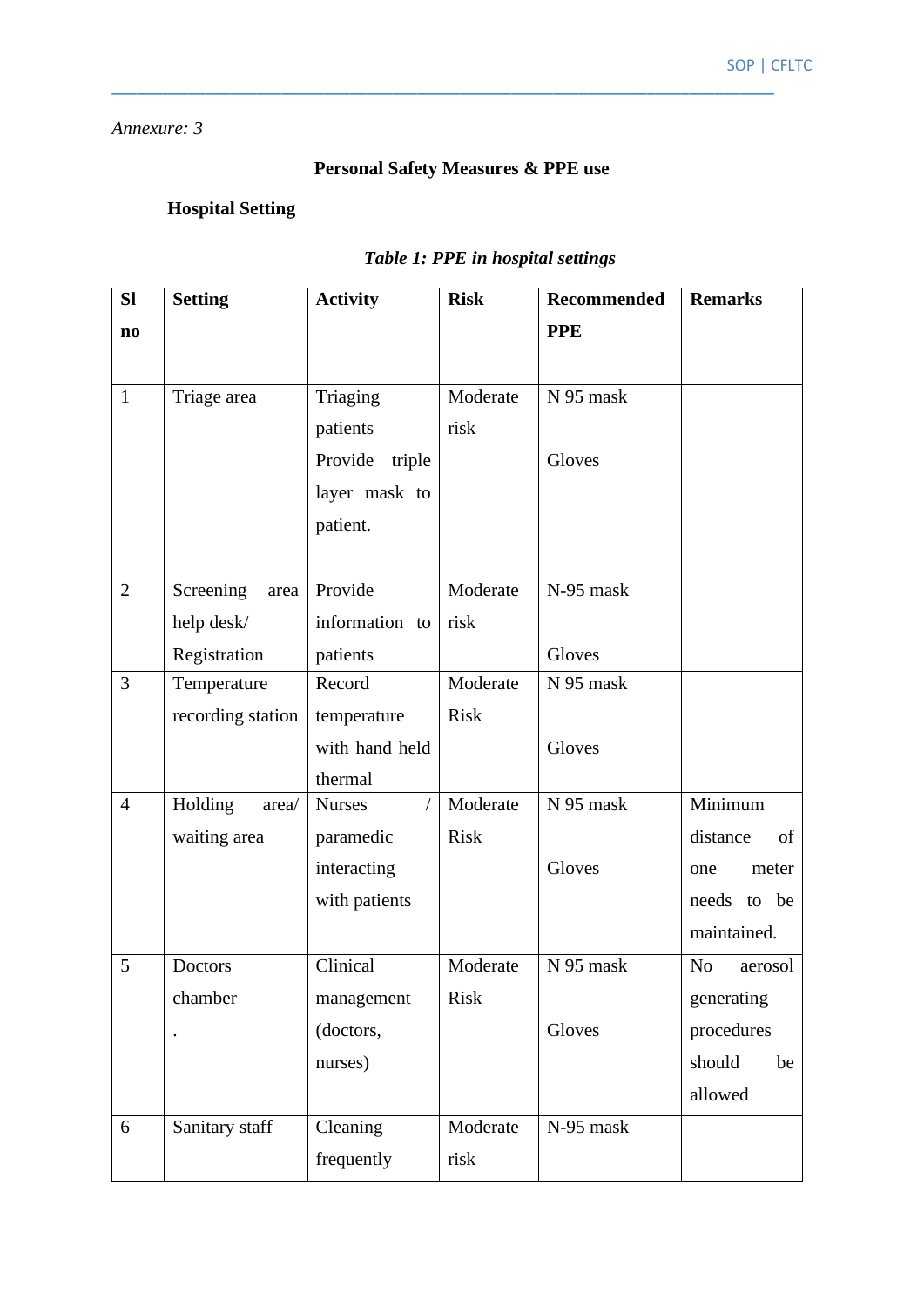*Annexure: 3*

**Personal Safety Measures & PPE use**

**Hospital Setting**

***Table 1: PPE in hospital settings***

| Sl no | Setting | Activity | Risk | Recommended PPE | Remarks |
|---|---|---|---|---|---|
| 1 | Triage area | Triaging patients Provide triple layer mask to patient. | Moderate risk | N 95 mask<br><br>Gloves | |
| 2 | Screening area help desk/ Registration | Provide information to patients | Moderate risk | N-95 mask<br><br>Gloves | |
| 3 | Temperature recording station | Record temperature with hand held thermal | Moderate Risk | N 95 mask<br><br>Gloves | |
| 4 | Holding area/ waiting area | Nurses / paramedic interacting with patients | Moderate Risk | N 95 mask<br><br>Gloves | Minimum distance of one meter needs to be maintained. |
| 5 | Doctors chamber<br>. | Clinical management (doctors, nurses) | Moderate Risk | N 95 mask<br><br>Gloves | No aerosol generating procedures should be allowed |
| 6 | Sanitary staff | Cleaning frequently | Moderate risk | N-95 mask | |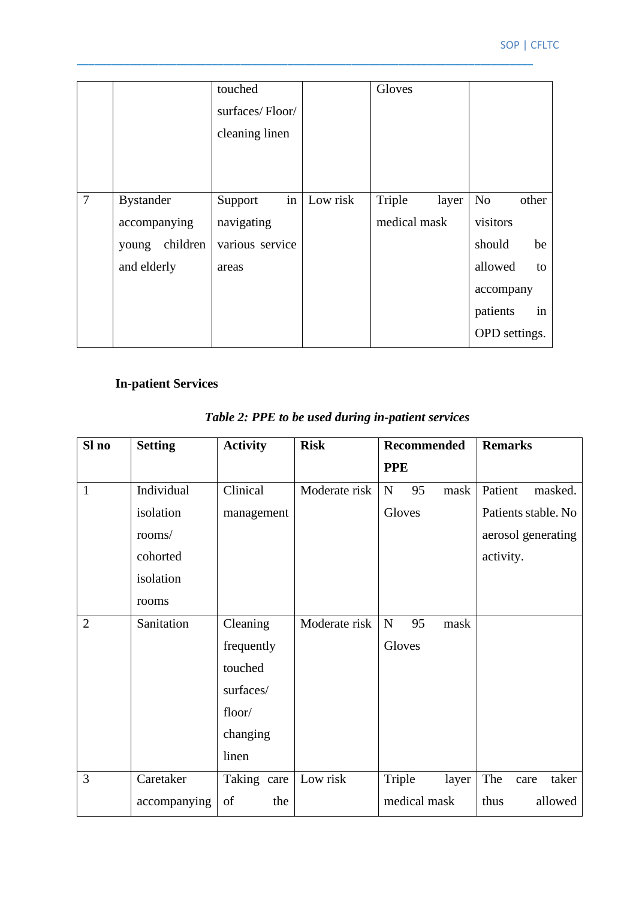| | | touched surfaces/ Floor/ cleaning linen | | Gloves | |
|---|---|---|---|---|---|
| 7 | Bystander accompanying young children and elderly | Support in navigating various service areas | Low risk | Triple layer medical mask | No other visitors should be allowed to accompany patients in OPD settings. |

**In-patient Services**

***Table 2: PPE to be used during in-patient services***

| Sl no | Setting | Activity | Risk | Recommended PPE | Remarks |
|---|---|---|---|---|---|
| 1 | Individual isolation rooms/ cohorted isolation rooms | Clinical management | Moderate risk | N 95 mask<br>Gloves | Patient masked. Patients stable. No aerosol generating activity. |
| 2 | Sanitation | Cleaning frequently touched surfaces/ floor/ changing linen | Moderate risk | N 95 mask<br>Gloves | |
| 3 | Caretaker accompanying | Taking care of the | Low risk | Triple layer medical mask | The care taker thus allowed |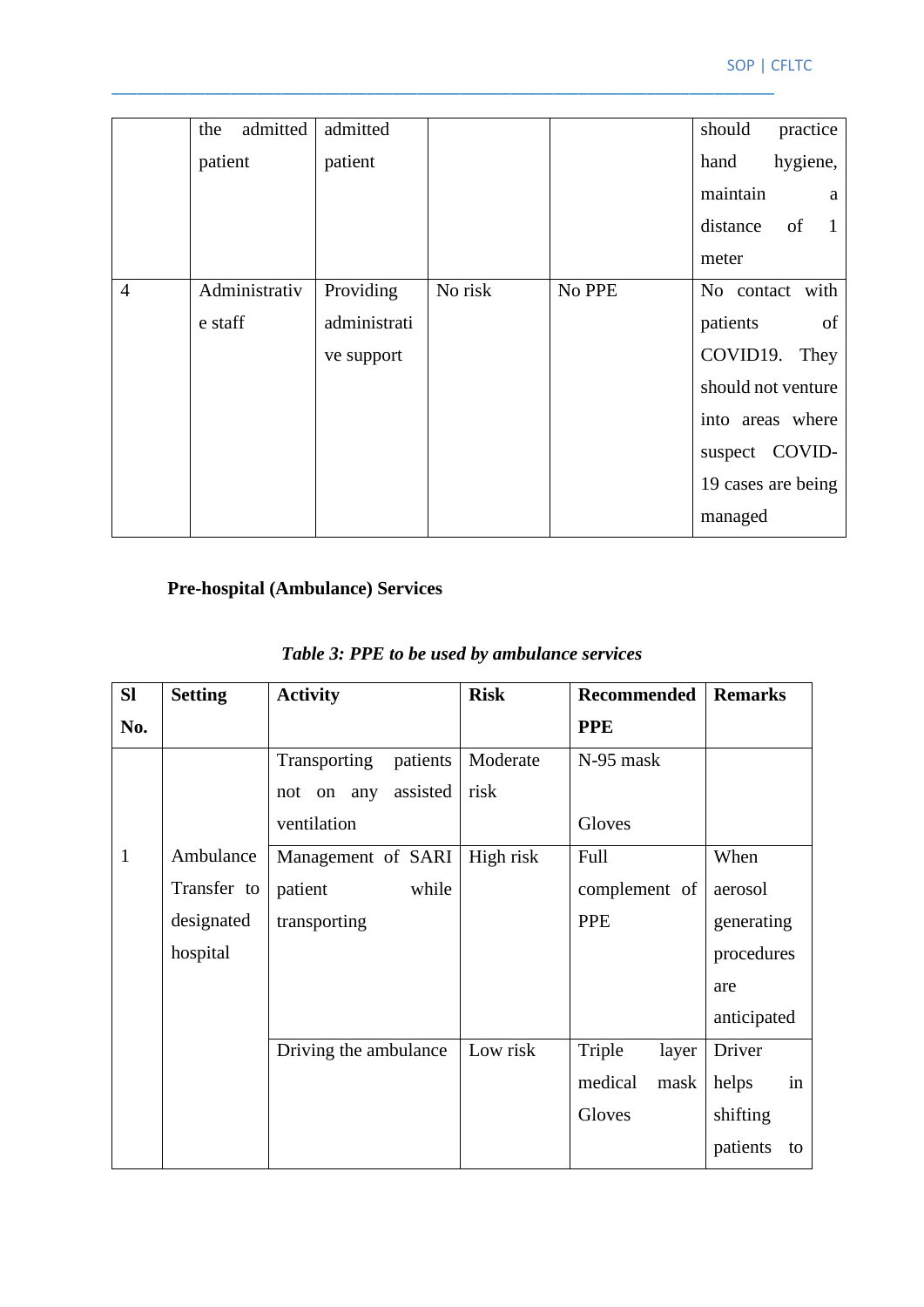| | the admitted patient | admitted patient | | | should practice hand hygiene, maintain a distance of 1 meter |
|---|---|---|---|---|---|
| 4 | Administrative staff | Providing administrative support | No risk | No PPE | No contact with patients of COVID19. They should not venture into areas where suspect COVID-19 cases are being managed |

**Pre-hospital (Ambulance) Services**

***Table 3: PPE to be used by ambulance services***

| Sl No. | Setting | Activity | Risk | Recommended PPE | Remarks |
|---|---|---|---|---|---|
| 1 | Ambulance Transfer to designated hospital | Transporting patients not on any assisted ventilation | Moderate risk | N-95 mask<br><br>Gloves | |
| | | Management of SARI patient while transporting | High risk | Full complement of PPE | When aerosol generating procedures are anticipated |
| | | Driving the ambulance | Low risk | Triple layer medical mask Gloves | Driver helps in shifting patients to |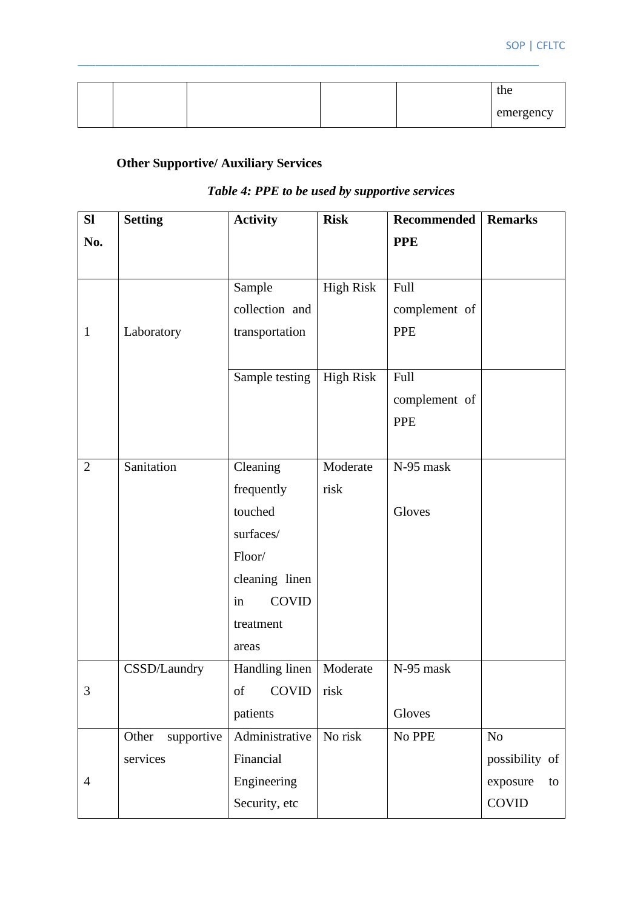| | | | | | the emergency |
|---|---|---|---|---|---|

**Other Supportive/ Auxiliary Services**

*Table 4: PPE to be used by supportive services*

| Sl No. | Setting | Activity | Risk | Recommended PPE | Remarks |
|---|---|---|---|---|---|
| 1 | Laboratory | Sample collection and transportation | High Risk | Full complement of PPE | |
| | | Sample testing | High Risk | Full complement of PPE | |
| 2 | Sanitation | Cleaning frequently touched surfaces/ Floor/ cleaning linen in COVID treatment areas | Moderate risk | N-95 mask<br><br>Gloves | |
| 3 | CSSD/Laundry | Handling linen of COVID patients | Moderate risk | N-95 mask<br><br>Gloves | |
| 4 | Other supportive services | Administrative Financial Engineering Security, etc | No risk | No PPE | No possibility of exposure to COVID |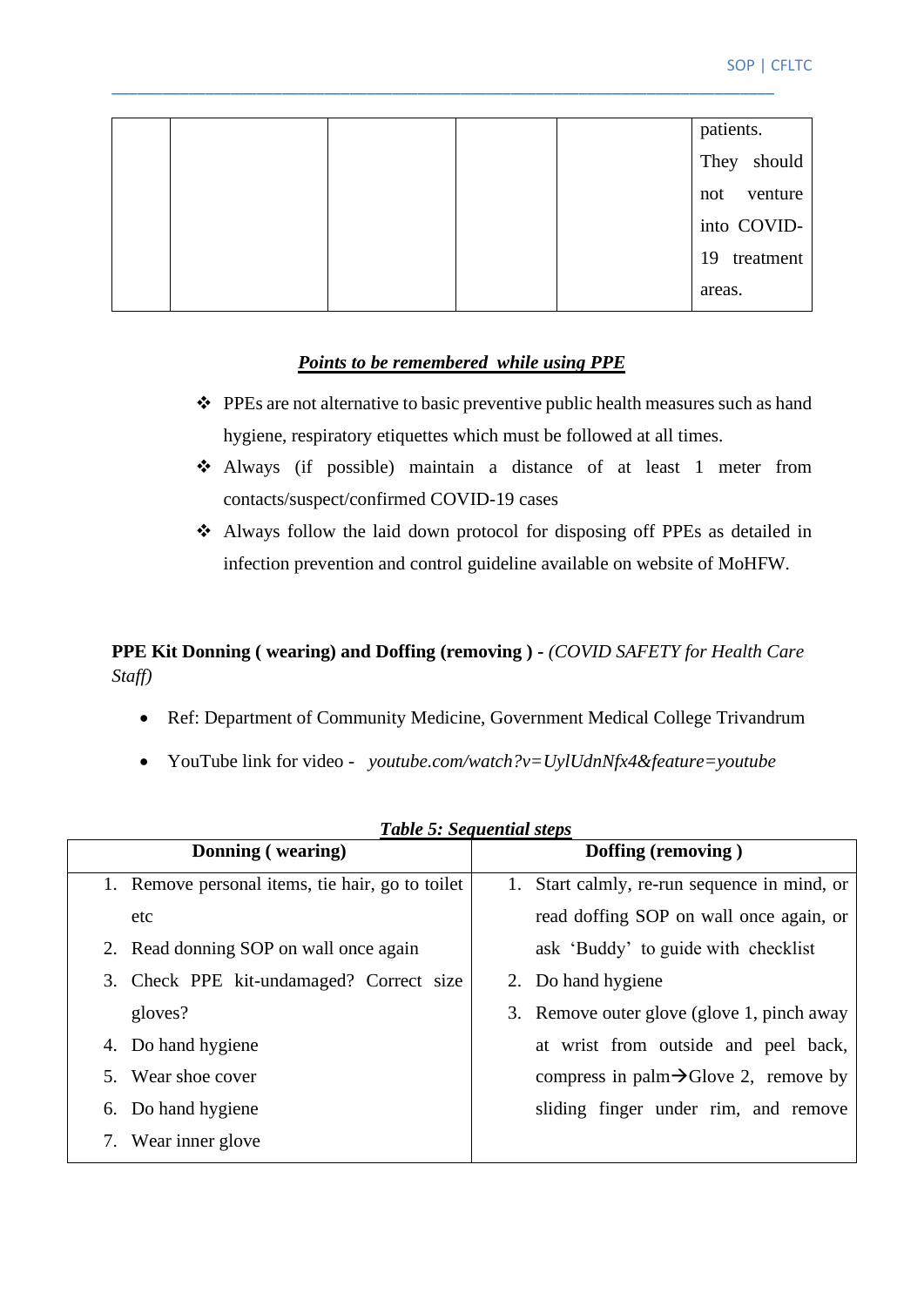| | | | | | patients. They should not venture into COVID-19 treatment areas. |
|---|---|---|---|---|---|

***Points to be remembered while using PPE***

- PPEs are not alternative to basic preventive public health measures such as hand hygiene, respiratory etiquettes which must be followed at all times.
- Always (if possible) maintain a distance of at least 1 meter from contacts/suspect/confirmed COVID-19 cases
- Always follow the laid down protocol for disposing off PPEs as detailed in infection prevention and control guideline available on website of MoHFW.

**PPE Kit Donning ( wearing) and Doffing (removing ) -** *(COVID SAFETY for Health Care Staff)*

- Ref: Department of Community Medicine, Government Medical College Trivandrum
- YouTube link for video - *youtube.com/watch?v=UylUdnNfx4&feature=youtube*

***Table 5: Sequential steps***

| Donning ( wearing) | Doffing (removing ) |
|---|---|
| 1. Remove personal items, tie hair, go to toilet etc<br>2. Read donning SOP on wall once again<br>3. Check PPE kit-undamaged? Correct size gloves?<br>4. Do hand hygiene<br>5. Wear shoe cover<br>6. Do hand hygiene<br>7. Wear inner glove | 1. Start calmly, re-run sequence in mind, or read doffing SOP on wall once again, or ask 'Buddy' to guide with checklist<br>2. Do hand hygiene<br>3. Remove outer glove (glove 1, pinch away at wrist from outside and peel back, compress in palm→Glove 2, remove by sliding finger under rim, and remove |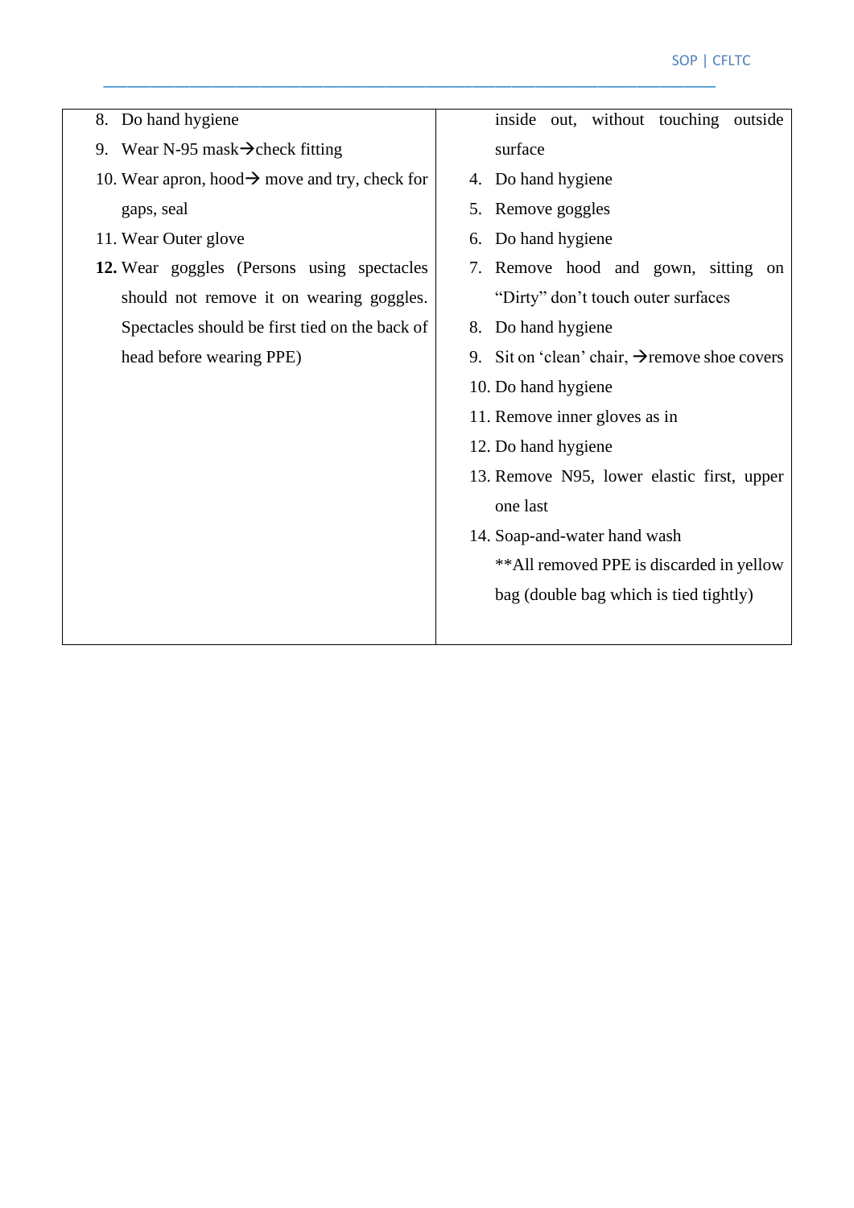| | |
|---|---|
| 8. Do hand hygiene<br>9. Wear N-95 mask→check fitting<br>10. Wear apron, hood→ move and try, check for gaps, seal<br>11. Wear Outer glove<br>**12.** Wear goggles (Persons using spectacles should not remove it on wearing goggles. Spectacles should be first tied on the back of head before wearing PPE) | inside out, without touching outside surface<br>4. Do hand hygiene<br>5. Remove goggles<br>6. Do hand hygiene<br>7. Remove hood and gown, sitting on "Dirty" don't touch outer surfaces<br>8. Do hand hygiene<br>9. Sit on 'clean' chair, →remove shoe covers<br>10. Do hand hygiene<br>11. Remove inner gloves as in<br>12. Do hand hygiene<br>13. Remove N95, lower elastic first, upper one last<br>14. Soap-and-water hand wash<br>**All removed PPE is discarded in yellow bag (double bag which is tied tightly) |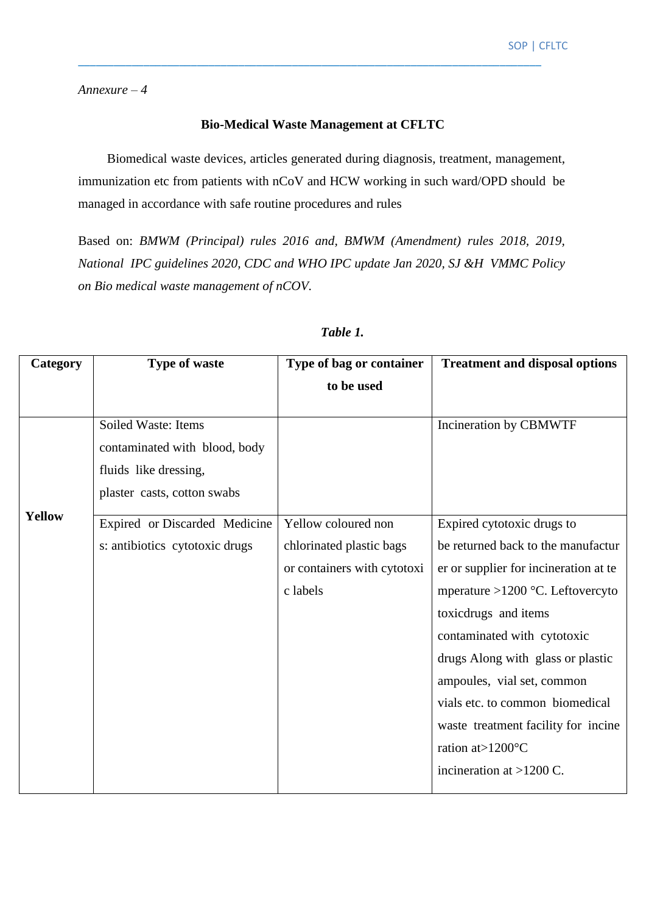*Annexure – 4*

**Bio-Medical Waste Management at CFLTC**

Biomedical waste devices, articles generated during diagnosis, treatment, management, immunization etc from patients with nCoV and HCW working in such ward/OPD should be managed in accordance with safe routine procedures and rules

Based on: *BMWM (Principal) rules 2016 and, BMWM (Amendment) rules 2018, 2019, National IPC guidelines 2020, CDC and WHO IPC update Jan 2020, SJ &H VMMC Policy on Bio medical waste management of nCOV.*

***Table 1.***

| **Category** | **Type of waste** | **Type of bag or container to be used** | **Treatment and disposal options** |
|---|---|---|---|
| **Yellow** | Soiled Waste: Items contaminated with blood, body fluids like dressing, plaster casts, cotton swabs | | Incineration by CBMWTF |
| | Expired or Discarded Medicines: antibiotics cytotoxic drugs | Yellow coloured non chlorinated plastic bags or containers with cytotoxic labels | Expired cytotoxic drugs to be returned back to the manufacturer or supplier for incineration at temperature >1200 °C. Leftovercytotoxicdrugs and items contaminated with cytotoxic drugs Along with glass or plastic ampoules, vial set, common vials etc. to common biomedical waste treatment facility for incineration at>1200°C incineration at >1200 C. |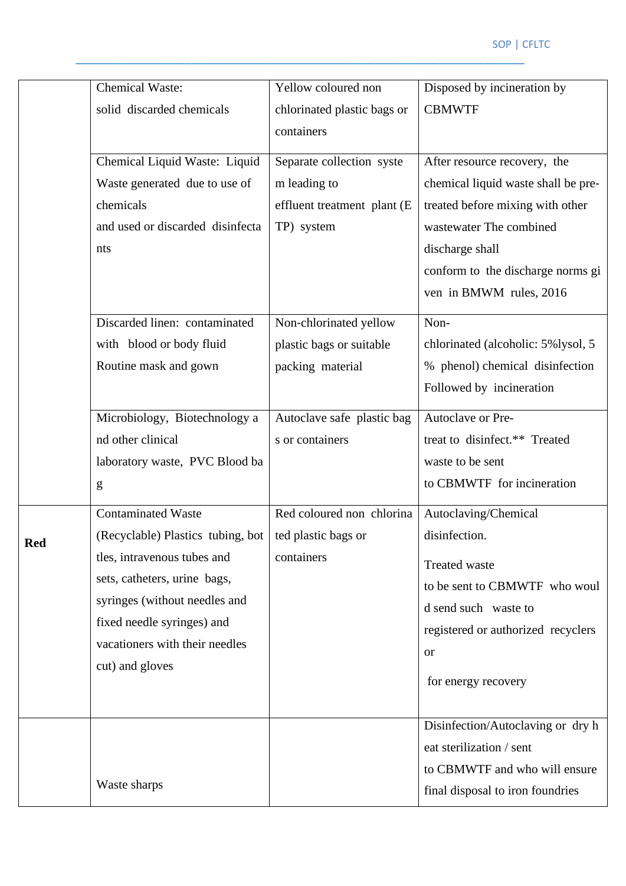| | | | |
|---|---|---|---|
| | Chemical Waste:<br>solid discarded chemicals | Yellow coloured non chlorinated plastic bags or containers | Disposed by incineration by CBMWTF |
| | Chemical Liquid Waste: Liquid Waste generated due to use of chemicals<br>and used or discarded disinfectants | Separate collection system leading to effluent treatment plant (ETP) system | After resource recovery, the chemical liquid waste shall be pre-treated before mixing with other wastewater The combined discharge shall<br>conform to the discharge norms given in BMWM rules, 2016 |
| | Discarded linen: contaminated with blood or body fluid<br>Routine mask and gown | Non-chlorinated yellow plastic bags or suitable packing material | Non-chlorinated (alcoholic: 5%lysol, 5% phenol) chemical disinfection Followed by incineration |
| | Microbiology, Biotechnology and other clinical<br>laboratory waste, PVC Blood bag | Autoclave safe plastic bags or containers | Autoclave or Pre-treat to disinfect.** Treated waste to be sent<br>to CBMWTF for incineration |
| **Red** | Contaminated Waste (Recyclable) Plastics tubing, bottles, intravenous tubes and sets, catheters, urine bags, syringes (without needles and fixed needle syringes) and vacationers with their needles cut) and gloves | Red coloured non chlorinated plastic bags or containers | Autoclaving/Chemical disinfection.<br>Treated waste<br>to be sent to CBMWTF who would send such waste to registered or authorized recyclers or<br>for energy recovery |
| | Waste sharps | | Disinfection/Autoclaving or dry heat sterilization / sent<br>to CBMWTF and who will ensure final disposal to iron foundries |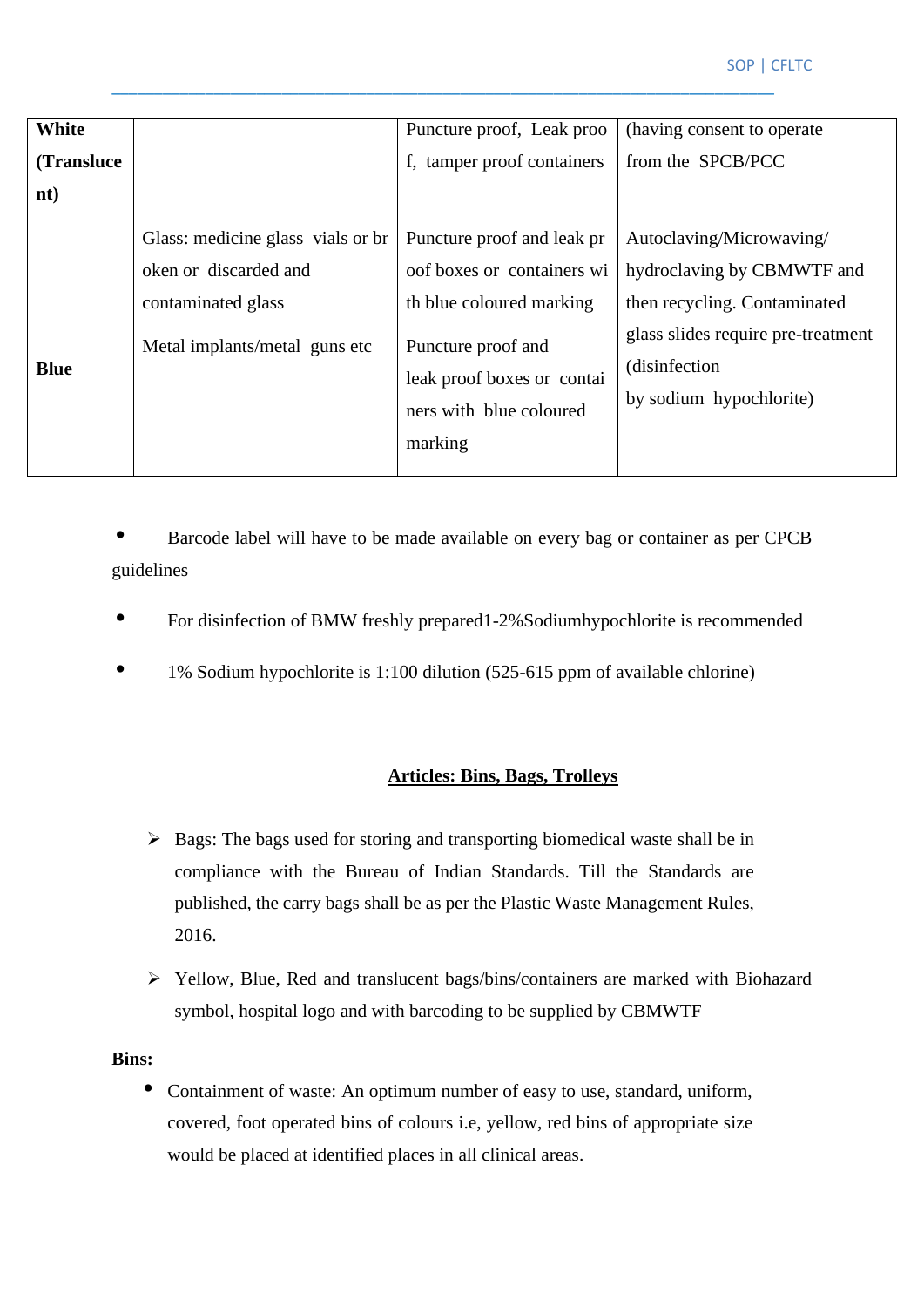| | | | |
|---|---|---|---|
| **White (Translucent)** | | Puncture proof, Leak proof, tamper proof containers | (having consent to operate from the SPCB/PCC |
| **Blue** | Glass: medicine glass vials or broken or discarded and contaminated glass | Puncture proof and leak proof boxes or containers with blue coloured marking | Autoclaving/Microwaving/ hydroclaving by CBMWTF and then recycling. Contaminated glass slides require pre-treatment (disinfection by sodium hypochlorite) |
| | Metal implants/metal guns etc | Puncture proof and leak proof boxes or containers with blue coloured marking | |

- Barcode label will have to be made available on every bag or container as per CPCB guidelines
- For disinfection of BMW freshly prepared1-2%Sodiumhypochlorite is recommended
- 1% Sodium hypochlorite is 1:100 dilution (525-615 ppm of available chlorine)

## Articles: Bins, Bags, Trolleys

- Bags: The bags used for storing and transporting biomedical waste shall be in compliance with the Bureau of Indian Standards. Till the Standards are published, the carry bags shall be as per the Plastic Waste Management Rules, 2016.
- Yellow, Blue, Red and translucent bags/bins/containers are marked with Biohazard symbol, hospital logo and with barcoding to be supplied by CBMWTF

**Bins:**

- Containment of waste: An optimum number of easy to use, standard, uniform, covered, foot operated bins of colours i.e, yellow, red bins of appropriate size would be placed at identified places in all clinical areas.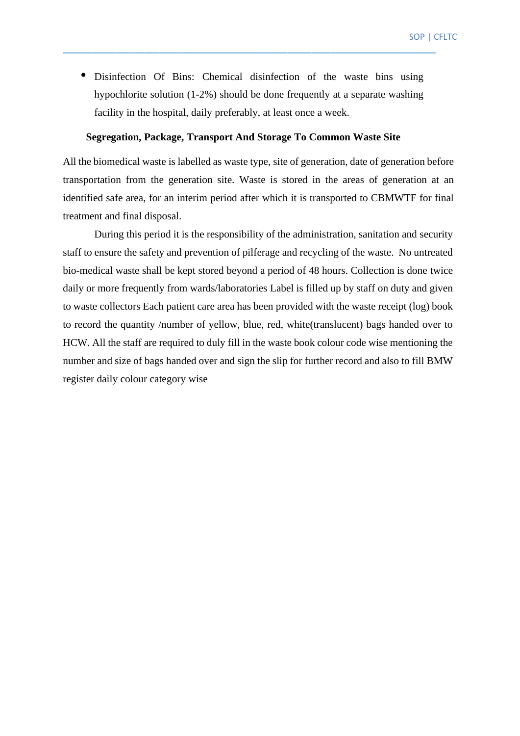- Disinfection Of Bins: Chemical disinfection of the waste bins using hypochlorite solution (1-2%) should be done frequently at a separate washing facility in the hospital, daily preferably, at least once a week.

**Segregation, Package, Transport And Storage To Common Waste Site**

All the biomedical waste is labelled as waste type, site of generation, date of generation before transportation from the generation site. Waste is stored in the areas of generation at an identified safe area, for an interim period after which it is transported to CBMWTF for final treatment and final disposal.

During this period it is the responsibility of the administration, sanitation and security staff to ensure the safety and prevention of pilferage and recycling of the waste. No untreated bio-medical waste shall be kept stored beyond a period of 48 hours. Collection is done twice daily or more frequently from wards/laboratories Label is filled up by staff on duty and given to waste collectors Each patient care area has been provided with the waste receipt (log) book to record the quantity /number of yellow, blue, red, white(translucent) bags handed over to HCW. All the staff are required to duly fill in the waste book colour code wise mentioning the number and size of bags handed over and sign the slip for further record and also to fill BMW register daily colour category wise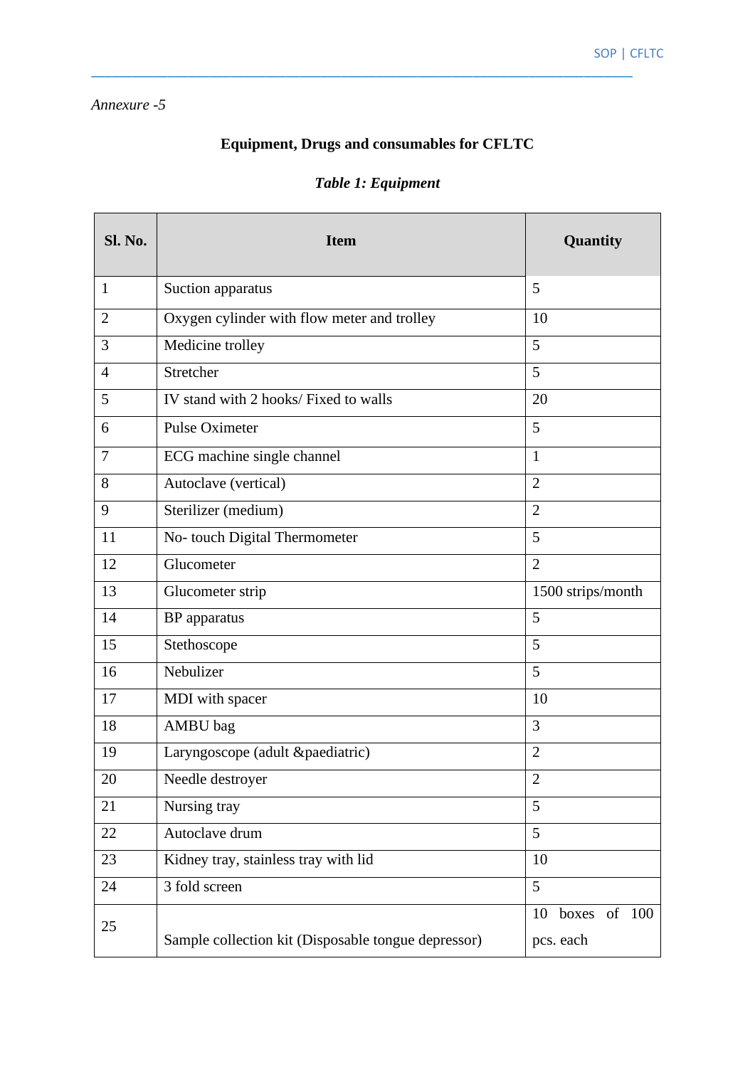*Annexure -5*

## Equipment, Drugs and consumables for CFLTC

***Table 1: Equipment***

| Sl. No. | Item | Quantity |
|---|---|---|
| 1 | Suction apparatus | 5 |
| 2 | Oxygen cylinder with flow meter and trolley | 10 |
| 3 | Medicine trolley | 5 |
| 4 | Stretcher | 5 |
| 5 | IV stand with 2 hooks/ Fixed to walls | 20 |
| 6 | Pulse Oximeter | 5 |
| 7 | ECG machine single channel | 1 |
| 8 | Autoclave (vertical) | 2 |
| 9 | Sterilizer (medium) | 2 |
| 11 | No- touch Digital Thermometer | 5 |
| 12 | Glucometer | 2 |
| 13 | Glucometer strip | 1500 strips/month |
| 14 | BP apparatus | 5 |
| 15 | Stethoscope | 5 |
| 16 | Nebulizer | 5 |
| 17 | MDI with spacer | 10 |
| 18 | AMBU bag | 3 |
| 19 | Laryngoscope (adult &paediatric) | 2 |
| 20 | Needle destroyer | 2 |
| 21 | Nursing tray | 5 |
| 22 | Autoclave drum | 5 |
| 23 | Kidney tray, stainless tray with lid | 10 |
| 24 | 3 fold screen | 5 |
| 25 | Sample collection kit (Disposable tongue depressor) | 10 boxes of 100 pcs. each |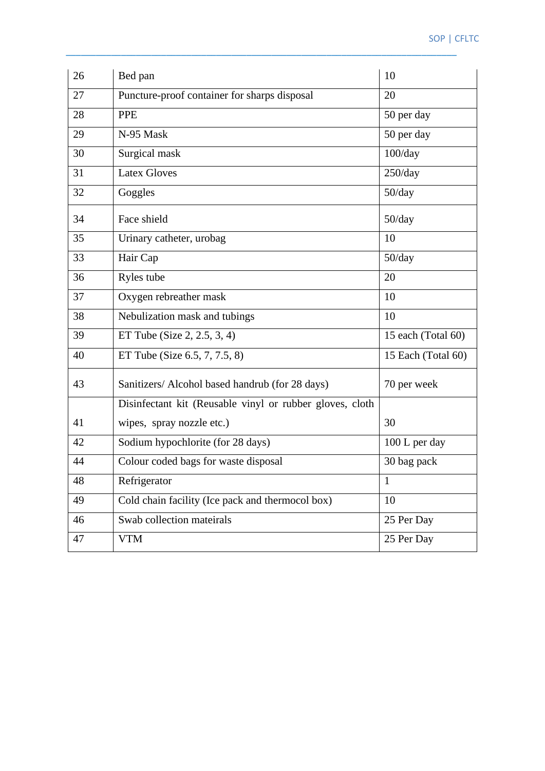| | | |
|---|---|---|
| 26 | Bed pan | 10 |
| 27 | Puncture-proof container for sharps disposal | 20 |
| 28 | PPE | 50 per day |
| 29 | N-95 Mask | 50 per day |
| 30 | Surgical mask | 100/day |
| 31 | Latex Gloves | 250/day |
| 32 | Goggles | 50/day |
| 34 | Face shield | 50/day |
| 35 | Urinary catheter, urobag | 10 |
| 33 | Hair Cap | 50/day |
| 36 | Ryles tube | 20 |
| 37 | Oxygen rebreather mask | 10 |
| 38 | Nebulization mask and tubings | 10 |
| 39 | ET Tube (Size 2, 2.5, 3, 4) | 15 each (Total 60) |
| 40 | ET Tube (Size 6.5, 7, 7.5, 8) | 15 Each (Total 60) |
| 43 | Sanitizers/ Alcohol based handrub (for 28 days) | 70 per week |
| 41 | Disinfectant kit (Reusable vinyl or rubber gloves, cloth wipes, spray nozzle etc.) | 30 |
| 42 | Sodium hypochlorite (for 28 days) | 100 L per day |
| 44 | Colour coded bags for waste disposal | 30 bag pack |
| 48 | Refrigerator | 1 |
| 49 | Cold chain facility (Ice pack and thermocol box) | 10 |
| 46 | Swab collection mateirals | 25 Per Day |
| 47 | VTM | 25 Per Day |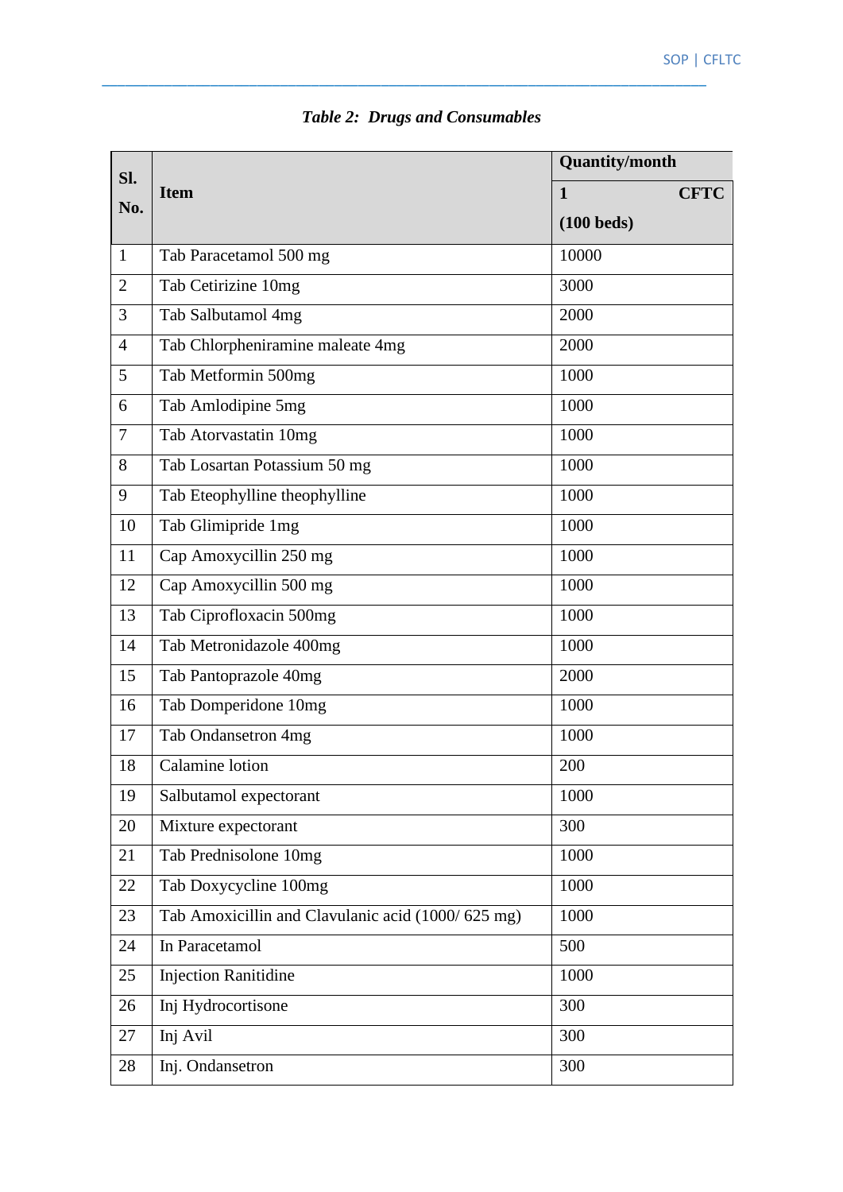*Table 2: Drugs and Consumables*

| Sl. No. | Item | Quantity/month |
|---|---|---|
| | | 1 CFTC (100 beds) |
| 1 | Tab Paracetamol 500 mg | 10000 |
| 2 | Tab Cetirizine 10mg | 3000 |
| 3 | Tab Salbutamol 4mg | 2000 |
| 4 | Tab Chlorpheniramine maleate 4mg | 2000 |
| 5 | Tab Metformin 500mg | 1000 |
| 6 | Tab Amlodipine 5mg | 1000 |
| 7 | Tab Atorvastatin 10mg | 1000 |
| 8 | Tab Losartan Potassium 50 mg | 1000 |
| 9 | Tab Eteophylline theophylline | 1000 |
| 10 | Tab Glimipride 1mg | 1000 |
| 11 | Cap Amoxycillin 250 mg | 1000 |
| 12 | Cap Amoxycillin 500 mg | 1000 |
| 13 | Tab Ciprofloxacin 500mg | 1000 |
| 14 | Tab Metronidazole 400mg | 1000 |
| 15 | Tab Pantoprazole 40mg | 2000 |
| 16 | Tab Domperidone 10mg | 1000 |
| 17 | Tab Ondansetron 4mg | 1000 |
| 18 | Calamine lotion | 200 |
| 19 | Salbutamol expectorant | 1000 |
| 20 | Mixture expectorant | 300 |
| 21 | Tab Prednisolone 10mg | 1000 |
| 22 | Tab Doxycycline 100mg | 1000 |
| 23 | Tab Amoxicillin and Clavulanic acid (1000/ 625 mg) | 1000 |
| 24 | In Paracetamol | 500 |
| 25 | Injection Ranitidine | 1000 |
| 26 | Inj Hydrocortisone | 300 |
| 27 | Inj Avil | 300 |
| 28 | Inj. Ondansetron | 300 |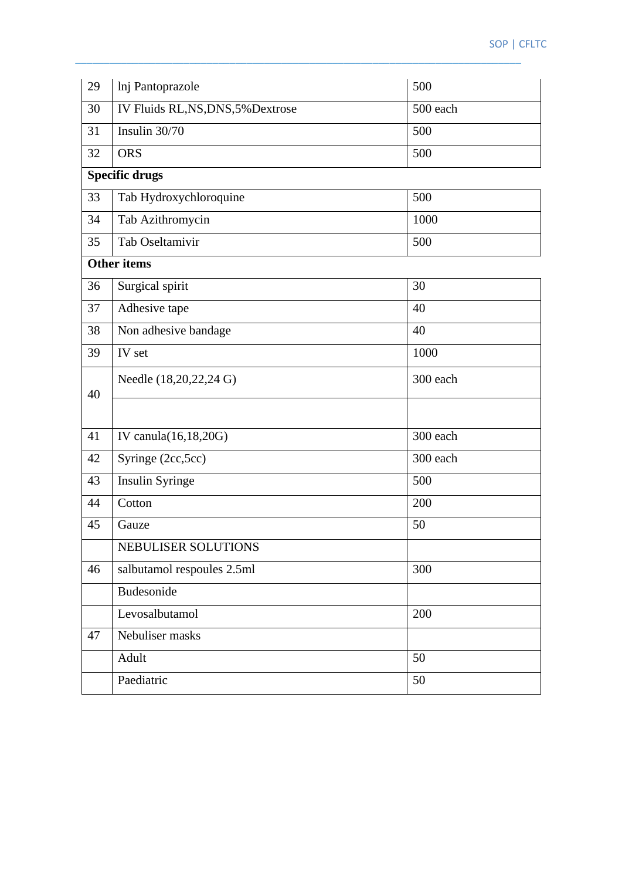| | | |
|---|---|---|
| 29 | lnj Pantoprazole | 500 |
| 30 | IV Fluids RL,NS,DNS,5%Dextrose | 500 each |
| 31 | Insulin 30/70 | 500 |
| 32 | ORS | 500 |
| **Specific drugs** | | |
| 33 | Tab Hydroxychloroquine | 500 |
| 34 | Tab Azithromycin | 1000 |
| 35 | Tab Oseltamivir | 500 |
| **Other items** | | |
| 36 | Surgical spirit | 30 |
| 37 | Adhesive tape | 40 |
| 38 | Non adhesive bandage | 40 |
| 39 | IV set | 1000 |
| 40 | Needle (18,20,22,24 G) | 300 each |
| | | |
| 41 | IV canula(16,18,20G) | 300 each |
| 42 | Syringe (2cc,5cc) | 300 each |
| 43 | Insulin Syringe | 500 |
| 44 | Cotton | 200 |
| 45 | Gauze | 50 |
| | NEBULISER SOLUTIONS | |
| 46 | salbutamol respoules 2.5ml | 300 |
| | Budesonide | |
| | Levosalbutamol | 200 |
| 47 | Nebuliser masks | |
| | Adult | 50 |
| | Paediatric | 50 |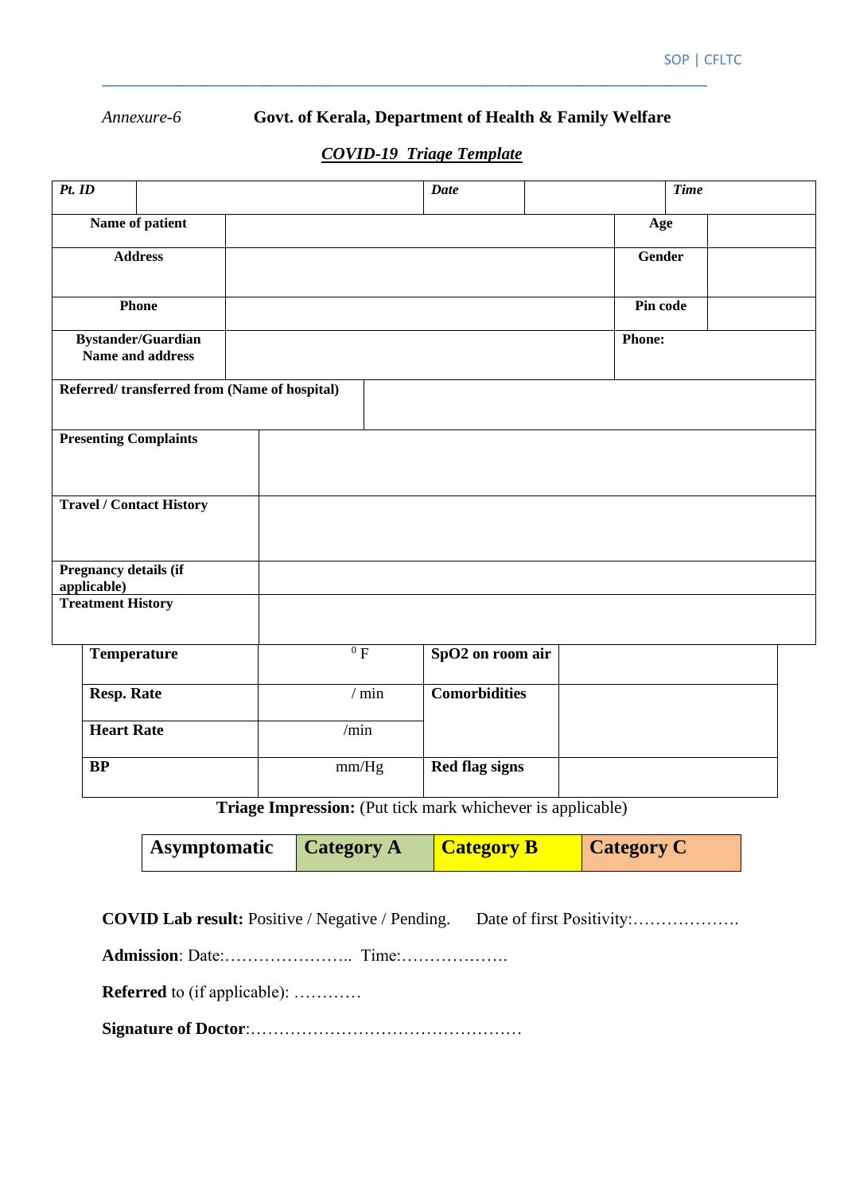*Annexure-6* **Govt. of Kerala, Department of Health & Family Welfare**

***COVID-19 Triage Template***

| ***Pt. ID*** | | ***Date*** | | ***Time*** | |
|---|---|---|---|---|---|
| **Name of patient** | | | | **Age** | |
| **Address** | | | | **Gender** | |
| **Phone** | | | | **Pin code** | |
| **Bystander/Guardian Name and address** | | | | **Phone:** | |
| **Referred/ transferred from (Name of hospital)** | | | | | |
| **Presenting Complaints** | | | | | |
| **Travel / Contact History** | | | | | |
| **Pregnancy details (if applicable)** | | | | | |
| **Treatment History** | | | | | |

| | | | |
|---|---|---|---|
| **Temperature** | $^{0}$F | **SpO2 on room air** | |
| **Resp. Rate** | / min | **Comorbidities** | |
| **Heart Rate** | /min | | |
| **BP** | mm/Hg | **Red flag signs** | |

**Triage Impression:** (Put tick mark whichever is applicable)

| **Asymptomatic** | **Category A** | **Category B** | **Category C** |
|---|---|---|---|

**COVID Lab result:** Positive / Negative / Pending. Date of first Positivity:……………….

**Admission**: Date:………………….. Time:……………….

**Referred** to (if applicable): …………

**Signature of Doctor**:…………………………………………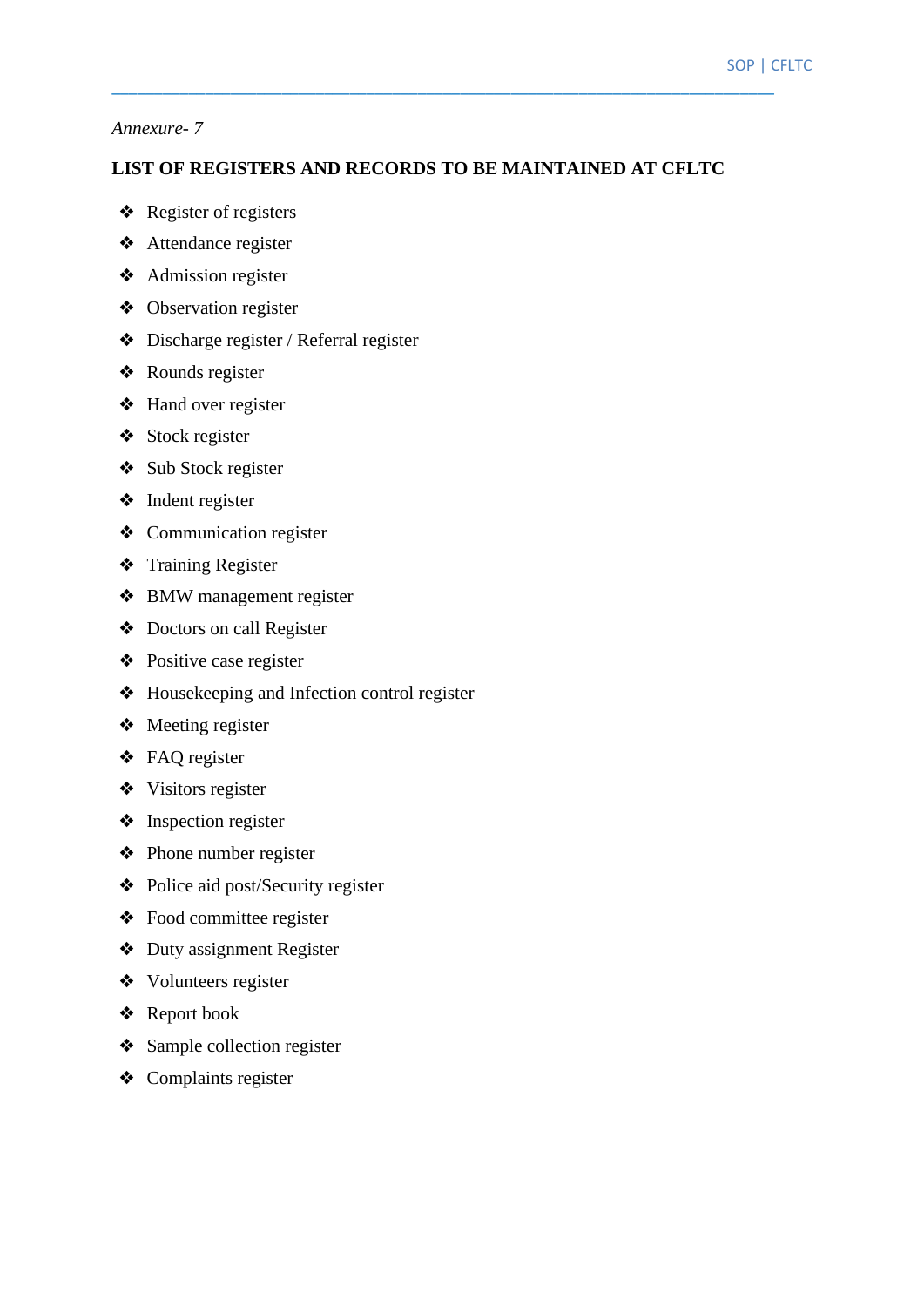*Annexure- 7*

## LIST OF REGISTERS AND RECORDS TO BE MAINTAINED AT CFLTC

- Register of registers
- Attendance register
- Admission register
- Observation register
- Discharge register / Referral register
- Rounds register
- Hand over register
- Stock register
- Sub Stock register
- Indent register
- Communication register
- Training Register
- BMW management register
- Doctors on call Register
- Positive case register
- Housekeeping and Infection control register
- Meeting register
- FAQ register
- Visitors register
- Inspection register
- Phone number register
- Police aid post/Security register
- Food committee register
- Duty assignment Register
- Volunteers register
- Report book
- Sample collection register
- Complaints register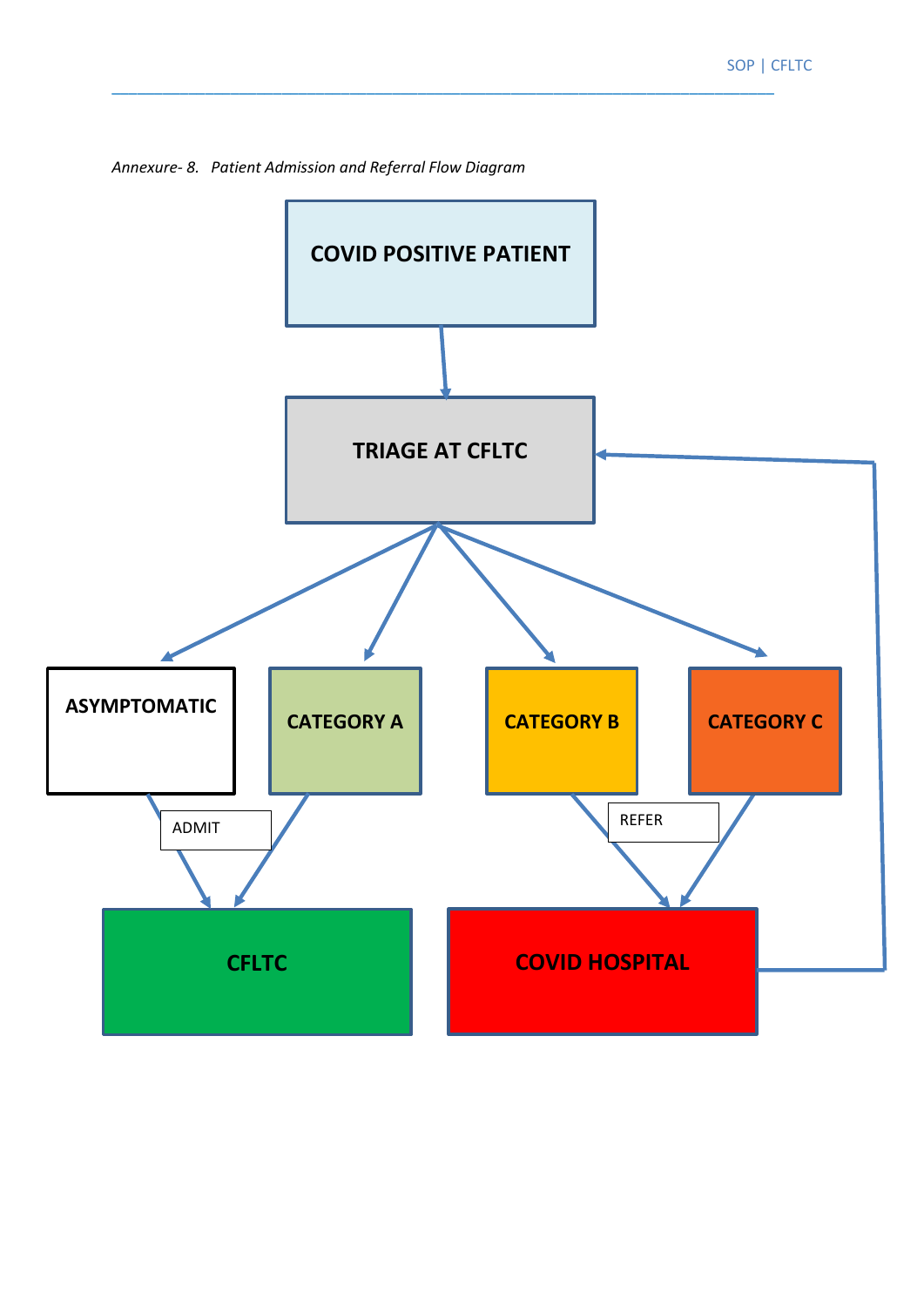*Annexure- 8. Patient Admission and Referral Flow Diagram*

COVID POSITIVE PATIENT

TRIAGE AT CFLTC

ASYMPTOMATIC

CATEGORY A

CATEGORY B

CATEGORY C

ADMIT

REFER

CFLTC

COVID HOSPITAL